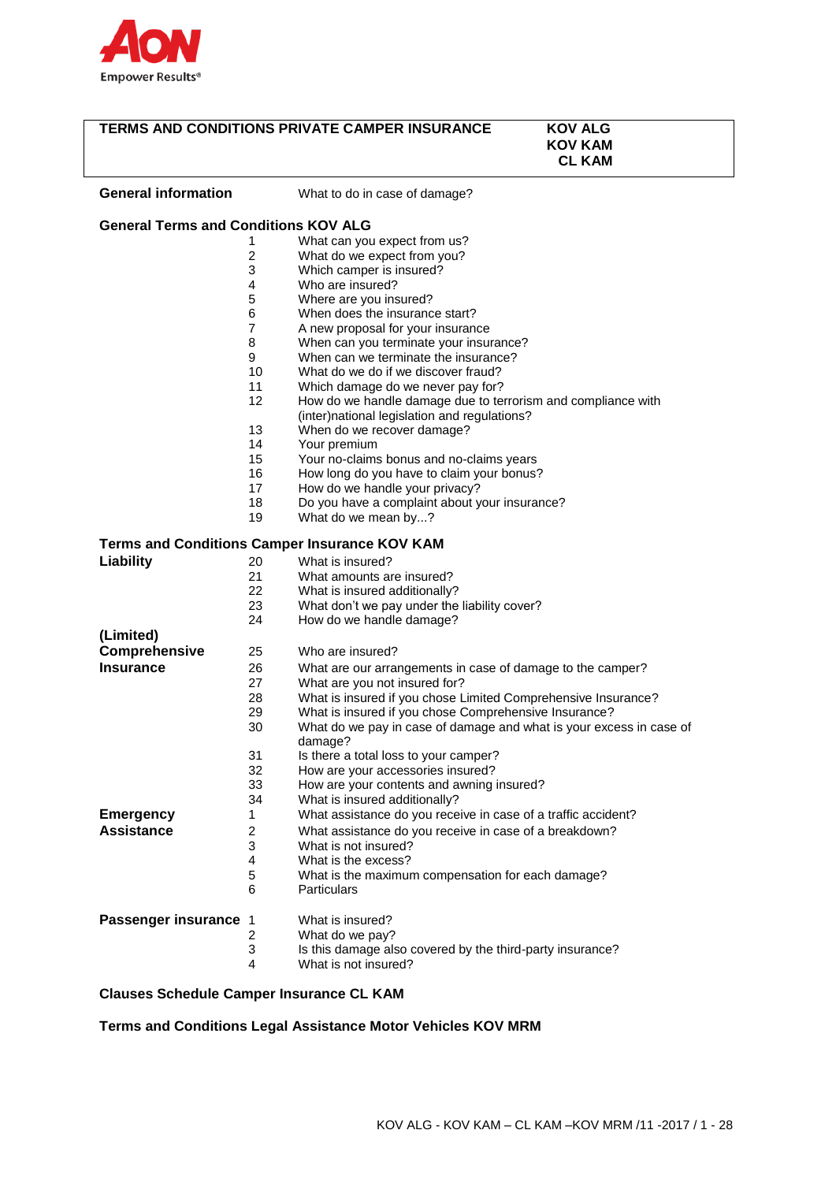**Empower Results®**

# TERMS AND CONDITIONS PRIVATE CAMPER INSURANCE

**KOV ALG**
**KOV KAM**
**CL KAM**

**General information** — What to do in case of damage?

## General Terms and Conditions KOV ALG

| | | |
|---|---|---|
| | 1 | What can you expect from us? |
| | 2 | What do we expect from you? |
| | 3 | Which camper is insured? |
| | 4 | Who are insured? |
| | 5 | Where are you insured? |
| | 6 | When does the insurance start? |
| | 7 | A new proposal for your insurance |
| | 8 | When can you terminate your insurance? |
| | 9 | When can we terminate the insurance? |
| | 10 | What do we do if we discover fraud? |
| | 11 | Which damage do we never pay for? |
| | 12 | How do we handle damage due to terrorism and compliance with (inter)national legislation and regulations? |
| | 13 | When do we recover damage? |
| | 14 | Your premium |
| | 15 | Your no-claims bonus and no-claims years |
| | 16 | How long do you have to claim your bonus? |
| | 17 | How do we handle your privacy? |
| | 18 | Do you have a complaint about your insurance? |
| | 19 | What do we mean by...? |

## Terms and Conditions Camper Insurance KOV KAM

| | | |
|---|---|---|
| **Liability** | 20 | What is insured? |
| | 21 | What amounts are insured? |
| | 22 | What is insured additionally? |
| | 23 | What don't we pay under the liability cover? |
| | 24 | How do we handle damage? |
| **(Limited) Comprehensive Insurance** | 25 | Who are insured? |
| | 26 | What are our arrangements in case of damage to the camper? |
| | 27 | What are you not insured for? |
| | 28 | What is insured if you chose Limited Comprehensive Insurance? |
| | 29 | What is insured if you chose Comprehensive Insurance? |
| | 30 | What do we pay in case of damage and what is your excess in case of damage? |
| | 31 | Is there a total loss to your camper? |
| | 32 | How are your accessories insured? |
| | 33 | How are your contents and awning insured? |
| | 34 | What is insured additionally? |
| **Emergency Assistance** | 1 | What assistance do you receive in case of a traffic accident? |
| | 2 | What assistance do you receive in case of a breakdown? |
| | 3 | What is not insured? |
| | 4 | What is the excess? |
| | 5 | What is the maximum compensation for each damage? |
| | 6 | Particulars |
| **Passenger insurance** | 1 | What is insured? |
| | 2 | What do we pay? |
| | 3 | Is this damage also covered by the third-party insurance? |
| | 4 | What is not insured? |

## Clauses Schedule Camper Insurance CL KAM

## Terms and Conditions Legal Assistance Motor Vehicles KOV MRM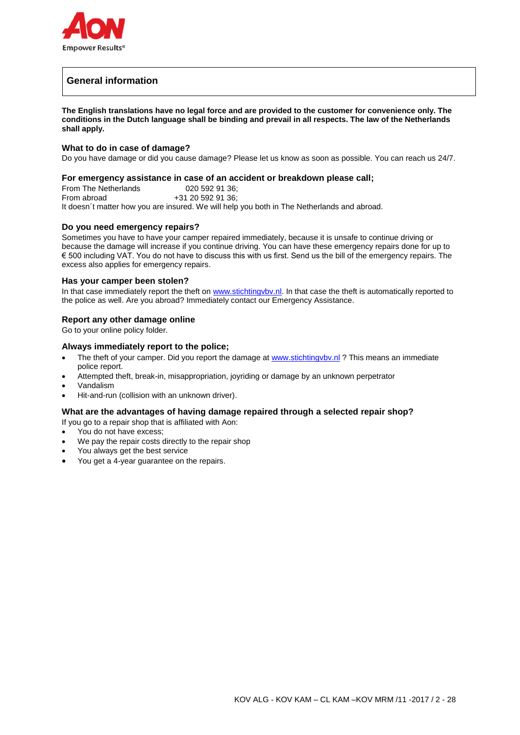## General information

**The English translations have no legal force and are provided to the customer for convenience only. The conditions in the Dutch language shall be binding and prevail in all respects. The law of the Netherlands shall apply.**

### What to do in case of damage?

Do you have damage or did you cause damage? Please let us know as soon as possible. You can reach us 24/7.

### For emergency assistance in case of an accident or breakdown please call;

From The Netherlands 020 592 91 36;
From abroad +31 20 592 91 36;
It doesn´t matter how you are insured. We will help you both in The Netherlands and abroad.

### Do you need emergency repairs?

Sometimes you have to have your camper repaired immediately, because it is unsafe to continue driving or because the damage will increase if you continue driving. You can have these emergency repairs done for up to € 500 including VAT. You do not have to discuss this with us first. Send us the bill of the emergency repairs. The excess also applies for emergency repairs.

### Has your camper been stolen?

In that case immediately report the theft on www.stichtingvbv.nl. In that case the theft is automatically reported to the police as well. Are you abroad? Immediately contact our Emergency Assistance.

### Report any other damage online

Go to your online policy folder.

### Always immediately report to the police;

- The theft of your camper. Did you report the damage at www.stichtingvbv.nl ? This means an immediate police report.
- Attempted theft, break-in, misappropriation, joyriding or damage by an unknown perpetrator
- Vandalism
- Hit-and-run (collision with an unknown driver).

### What are the advantages of having damage repaired through a selected repair shop?

If you go to a repair shop that is affiliated with Aon:

- You do not have excess;
- We pay the repair costs directly to the repair shop
- You always get the best service
- You get a 4-year guarantee on the repairs.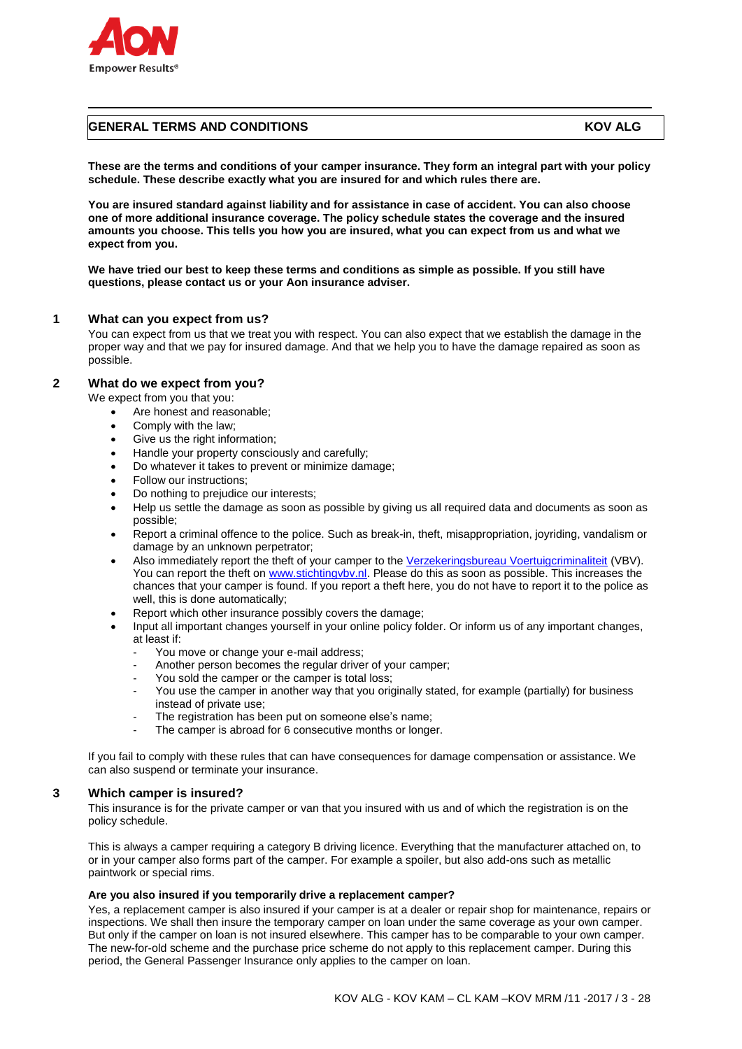**GENERAL TERMS AND CONDITIONS** **KOV ALG**

**These are the terms and conditions of your camper insurance. They form an integral part with your policy schedule. These describe exactly what you are insured for and which rules there are.**

**You are insured standard against liability and for assistance in case of accident. You can also choose one of more additional insurance coverage. The policy schedule states the coverage and the insured amounts you choose. This tells you how you are insured, what you can expect from us and what we expect from you.**

**We have tried our best to keep these terms and conditions as simple as possible. If you still have questions, please contact us or your Aon insurance adviser.**

## 1 What can you expect from us?

You can expect from us that we treat you with respect. You can also expect that we establish the damage in the proper way and that we pay for insured damage. And that we help you to have the damage repaired as soon as possible.

## 2 What do we expect from you?

We expect from you that you:

- Are honest and reasonable;
- Comply with the law;
- Give us the right information;
- Handle your property consciously and carefully;
- Do whatever it takes to prevent or minimize damage;
- Follow our instructions;
- Do nothing to prejudice our interests;
- Help us settle the damage as soon as possible by giving us all required data and documents as soon as possible;
- Report a criminal offence to the police. Such as break-in, theft, misappropriation, joyriding, vandalism or damage by an unknown perpetrator;
- Also immediately report the theft of your camper to the Verzekeringsbureau Voertuigcriminaliteit (VBV). You can report the theft on www.stichtingvbv.nl. Please do this as soon as possible. This increases the chances that your camper is found. If you report a theft here, you do not have to report it to the police as well, this is done automatically;
- Report which other insurance possibly covers the damage;
- Input all important changes yourself in your online policy folder. Or inform us of any important changes, at least if:
  - You move or change your e-mail address;
  - Another person becomes the regular driver of your camper;
  - You sold the camper or the camper is total loss;
  - You use the camper in another way that you originally stated, for example (partially) for business instead of private use;
  - The registration has been put on someone else's name;
  - The camper is abroad for 6 consecutive months or longer.

If you fail to comply with these rules that can have consequences for damage compensation or assistance. We can also suspend or terminate your insurance.

## 3 Which camper is insured?

This insurance is for the private camper or van that you insured with us and of which the registration is on the policy schedule.

This is always a camper requiring a category B driving licence. Everything that the manufacturer attached on, to or in your camper also forms part of the camper. For example a spoiler, but also add-ons such as metallic paintwork or special rims.

**Are you also insured if you temporarily drive a replacement camper?**

Yes, a replacement camper is also insured if your camper is at a dealer or repair shop for maintenance, repairs or inspections. We shall then insure the temporary camper on loan under the same coverage as your own camper. But only if the camper on loan is not insured elsewhere. This camper has to be comparable to your own camper. The new-for-old scheme and the purchase price scheme do not apply to this replacement camper. During this period, the General Passenger Insurance only applies to the camper on loan.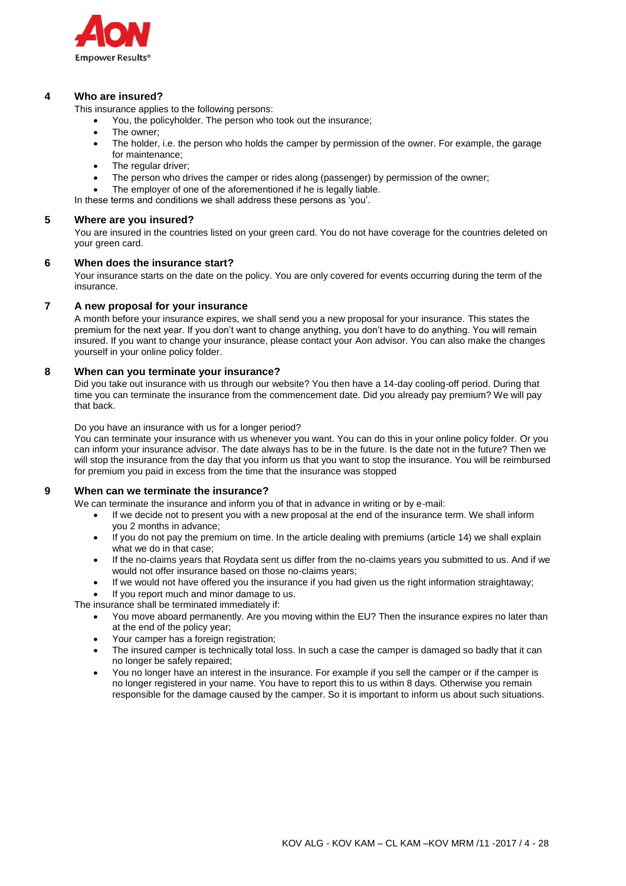## 4 Who are insured?

This insurance applies to the following persons:

- You, the policyholder. The person who took out the insurance;
- The owner;
- The holder, i.e. the person who holds the camper by permission of the owner. For example, the garage for maintenance;
- The regular driver;
- The person who drives the camper or rides along (passenger) by permission of the owner;
- The employer of one of the aforementioned if he is legally liable.

In these terms and conditions we shall address these persons as 'you'.

## 5 Where are you insured?

You are insured in the countries listed on your green card. You do not have coverage for the countries deleted on your green card.

## 6 When does the insurance start?

Your insurance starts on the date on the policy. You are only covered for events occurring during the term of the insurance.

## 7 A new proposal for your insurance

A month before your insurance expires, we shall send you a new proposal for your insurance. This states the premium for the next year. If you don't want to change anything, you don't have to do anything. You will remain insured. If you want to change your insurance, please contact your Aon advisor. You can also make the changes yourself in your online policy folder.

## 8 When can you terminate your insurance?

Did you take out insurance with us through our website? You then have a 14-day cooling-off period. During that time you can terminate the insurance from the commencement date. Did you already pay premium? We will pay that back.

Do you have an insurance with us for a longer period?
You can terminate your insurance with us whenever you want. You can do this in your online policy folder. Or you can inform your insurance advisor. The date always has to be in the future. Is the date not in the future? Then we will stop the insurance from the day that you inform us that you want to stop the insurance. You will be reimbursed for premium you paid in excess from the time that the insurance was stopped

## 9 When can we terminate the insurance?

We can terminate the insurance and inform you of that in advance in writing or by e-mail:

- If we decide not to present you with a new proposal at the end of the insurance term. We shall inform you 2 months in advance;
- If you do not pay the premium on time. In the article dealing with premiums (article 14) we shall explain what we do in that case;
- If the no-claims years that Roydata sent us differ from the no-claims years you submitted to us. And if we would not offer insurance based on those no-claims years;
- If we would not have offered you the insurance if you had given us the right information straightaway;
- If you report much and minor damage to us.

The insurance shall be terminated immediately if:

- You move aboard permanently. Are you moving within the EU? Then the insurance expires no later than at the end of the policy year;
- Your camper has a foreign registration;
- The insured camper is technically total loss. In such a case the camper is damaged so badly that it can no longer be safely repaired;
- You no longer have an interest in the insurance. For example if you sell the camper or if the camper is no longer registered in your name. You have to report this to us within 8 days. Otherwise you remain responsible for the damage caused by the camper. So it is important to inform us about such situations.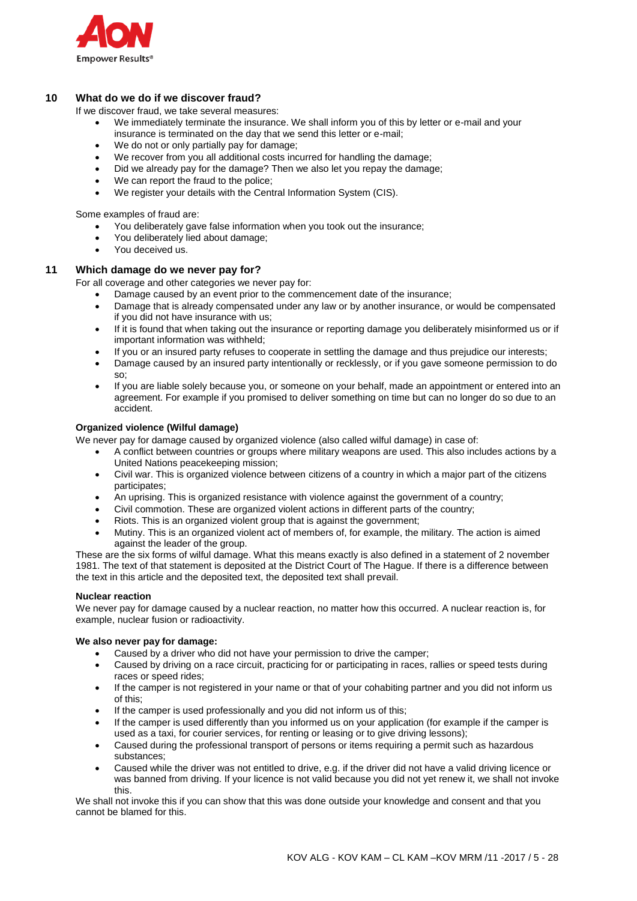## 10 What do we do if we discover fraud?

If we discover fraud, we take several measures:

- We immediately terminate the insurance. We shall inform you of this by letter or e-mail and your insurance is terminated on the day that we send this letter or e-mail;
- We do not or only partially pay for damage;
- We recover from you all additional costs incurred for handling the damage;
- Did we already pay for the damage? Then we also let you repay the damage;
- We can report the fraud to the police;
- We register your details with the Central Information System (CIS).

Some examples of fraud are:

- You deliberately gave false information when you took out the insurance;
- You deliberately lied about damage;
- You deceived us.

## 11 Which damage do we never pay for?

For all coverage and other categories we never pay for:

- Damage caused by an event prior to the commencement date of the insurance;
- Damage that is already compensated under any law or by another insurance, or would be compensated if you did not have insurance with us;
- If it is found that when taking out the insurance or reporting damage you deliberately misinformed us or if important information was withheld;
- If you or an insured party refuses to cooperate in settling the damage and thus prejudice our interests;
- Damage caused by an insured party intentionally or recklessly, or if you gave someone permission to do so;
- If you are liable solely because you, or someone on your behalf, made an appointment or entered into an agreement. For example if you promised to deliver something on time but can no longer do so due to an accident.

**Organized violence (Wilful damage)**

We never pay for damage caused by organized violence (also called wilful damage) in case of:

- A conflict between countries or groups where military weapons are used. This also includes actions by a United Nations peacekeeping mission;
- Civil war. This is organized violence between citizens of a country in which a major part of the citizens participates;
- An uprising. This is organized resistance with violence against the government of a country;
- Civil commotion. These are organized violent actions in different parts of the country;
- Riots. This is an organized violent group that is against the government;
- Mutiny. This is an organized violent act of members of, for example, the military. The action is aimed against the leader of the group.

These are the six forms of wilful damage. What this means exactly is also defined in a statement of 2 november 1981. The text of that statement is deposited at the District Court of The Hague. If there is a difference between the text in this article and the deposited text, the deposited text shall prevail.

**Nuclear reaction**

We never pay for damage caused by a nuclear reaction, no matter how this occurred. A nuclear reaction is, for example, nuclear fusion or radioactivity.

**We also never pay for damage:**

- Caused by a driver who did not have your permission to drive the camper;
- Caused by driving on a race circuit, practicing for or participating in races, rallies or speed tests during races or speed rides;
- If the camper is not registered in your name or that of your cohabiting partner and you did not inform us of this;
- If the camper is used professionally and you did not inform us of this;
- If the camper is used differently than you informed us on your application (for example if the camper is used as a taxi, for courier services, for renting or leasing or to give driving lessons);
- Caused during the professional transport of persons or items requiring a permit such as hazardous substances;
- Caused while the driver was not entitled to drive, e.g. if the driver did not have a valid driving licence or was banned from driving. If your licence is not valid because you did not yet renew it, we shall not invoke this.

We shall not invoke this if you can show that this was done outside your knowledge and consent and that you cannot be blamed for this.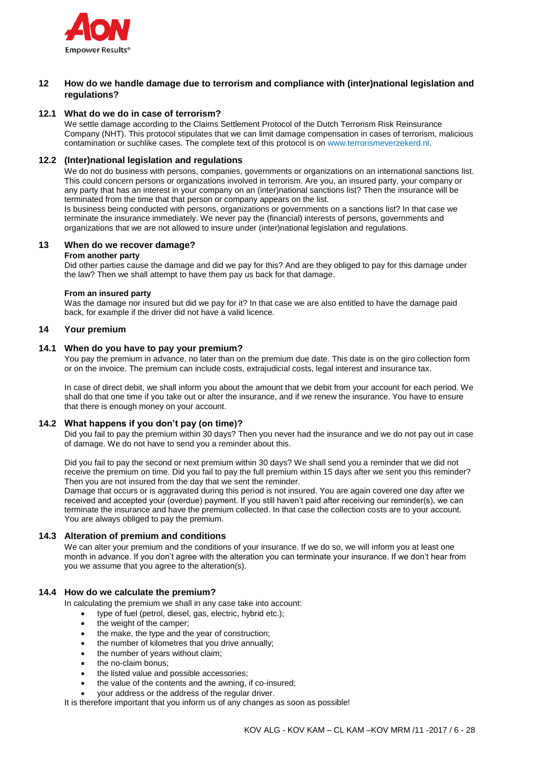## 12 How do we handle damage due to terrorism and compliance with (inter)national legislation and regulations?

### 12.1 What do we do in case of terrorism?

We settle damage according to the Claims Settlement Protocol of the Dutch Terrorism Risk Reinsurance Company (NHT). This protocol stipulates that we can limit damage compensation in cases of terrorism, malicious contamination or suchlike cases. The complete text of this protocol is on www.terrorismeverzekerd.nl.

### 12.2 (Inter)national legislation and regulations

We do not do business with persons, companies, governments or organizations on an international sanctions list. This could concern persons or organizations involved in terrorism. Are you, an insured party, your company or any party that has an interest in your company on an (inter)national sanctions list? Then the insurance will be terminated from the time that that person or company appears on the list.

Is business being conducted with persons, organizations or governments on a sanctions list? In that case we terminate the insurance immediately. We never pay the (financial) interests of persons, governments and organizations that we are not allowed to insure under (inter)national legislation and regulations.

## 13 When do we recover damage?

**From another party**

Did other parties cause the damage and did we pay for this? And are they obliged to pay for this damage under the law? Then we shall attempt to have them pay us back for that damage.

**From an insured party**

Was the damage nor insured but did we pay for it? In that case we are also entitled to have the damage paid back, for example if the driver did not have a valid licence.

## 14 Your premium

### 14.1 When do you have to pay your premium?

You pay the premium in advance, no later than on the premium due date. This date is on the giro collection form or on the invoice. The premium can include costs, extrajudicial costs, legal interest and insurance tax.

In case of direct debit, we shall inform you about the amount that we debit from your account for each period. We shall do that one time if you take out or alter the insurance, and if we renew the insurance. You have to ensure that there is enough money on your account.

### 14.2 What happens if you don't pay (on time)?

Did you fail to pay the premium within 30 days? Then you never had the insurance and we do not pay out in case of damage. We do not have to send you a reminder about this.

Did you fail to pay the second or next premium within 30 days? We shall send you a reminder that we did not receive the premium on time. Did you fail to pay the full premium within 15 days after we sent you this reminder? Then you are not insured from the day that we sent the reminder.

Damage that occurs or is aggravated during this period is not insured. You are again covered one day after we received and accepted your (overdue) payment. If you still haven't paid after receiving our reminder(s), we can terminate the insurance and have the premium collected. In that case the collection costs are to your account. You are always obliged to pay the premium.

### 14.3 Alteration of premium and conditions

We can alter your premium and the conditions of your insurance. If we do so, we will inform you at least one month in advance. If you don't agree with the alteration you can terminate your insurance. If we don't hear from you we assume that you agree to the alteration(s).

### 14.4 How do we calculate the premium?

In calculating the premium we shall in any case take into account:

- type of fuel (petrol, diesel, gas, electric, hybrid etc.);
- the weight of the camper;
- the make, the type and the year of construction;
- the number of kilometres that you drive annually;
- the number of years without claim;
- the no-claim bonus;
- the listed value and possible accessories;
- the value of the contents and the awning, if co-insured;
- your address or the address of the regular driver.

It is therefore important that you inform us of any changes as soon as possible!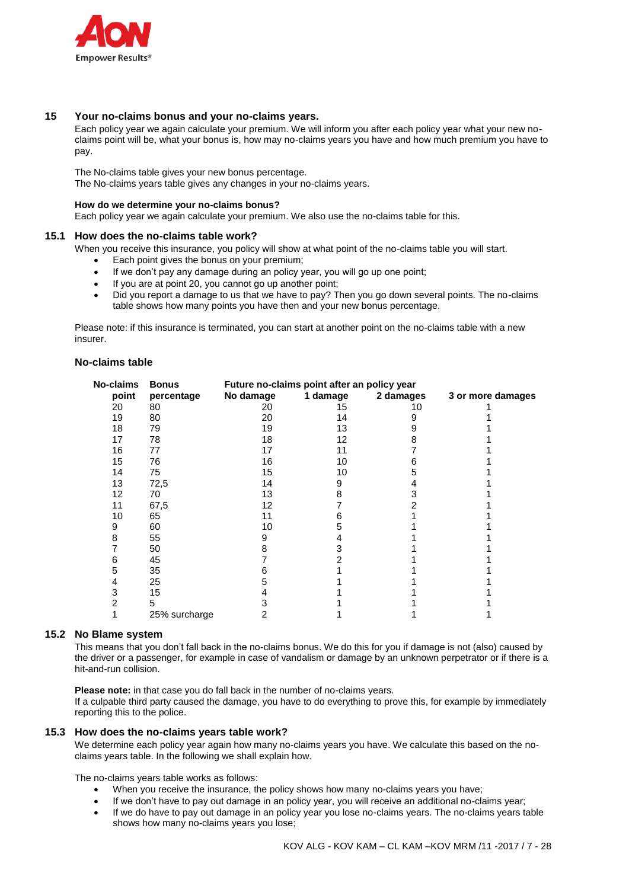## 15 Your no-claims bonus and your no-claims years.

Each policy year we again calculate your premium. We will inform you after each policy year what your new no-claims point will be, what your bonus is, how may no-claims years you have and how much premium you have to pay.

The No-claims table gives your new bonus percentage.
The No-claims years table gives any changes in your no-claims years.

**How do we determine your no-claims bonus?**
Each policy year we again calculate your premium. We also use the no-claims table for this.

### 15.1 How does the no-claims table work?

When you receive this insurance, you policy will show at what point of the no-claims table you will start.

- Each point gives the bonus on your premium;
- If we don't pay any damage during an policy year, you will go up one point;
- If you are at point 20, you cannot go up another point;
- Did you report a damage to us that we have to pay? Then you go down several points. The no-claims table shows how many points you have then and your new bonus percentage.

Please note: if this insurance is terminated, you can start at another point on the no-claims table with a new insurer.

**No-claims table**

| No-claims point | Bonus percentage | Future no-claims point after an policy year | | | |
|---|---|---|---|---|---|
| | | No damage | 1 damage | 2 damages | 3 or more damages |
| 20 | 80 | 20 | 15 | 10 | 1 |
| 19 | 80 | 20 | 14 | 9 | 1 |
| 18 | 79 | 19 | 13 | 9 | 1 |
| 17 | 78 | 18 | 12 | 8 | 1 |
| 16 | 77 | 17 | 11 | 7 | 1 |
| 15 | 76 | 16 | 10 | 6 | 1 |
| 14 | 75 | 15 | 10 | 5 | 1 |
| 13 | 72,5 | 14 | 9 | 4 | 1 |
| 12 | 70 | 13 | 8 | 3 | 1 |
| 11 | 67,5 | 12 | 7 | 2 | 1 |
| 10 | 65 | 11 | 6 | 1 | 1 |
| 9 | 60 | 10 | 5 | 1 | 1 |
| 8 | 55 | 9 | 4 | 1 | 1 |
| 7 | 50 | 8 | 3 | 1 | 1 |
| 6 | 45 | 7 | 2 | 1 | 1 |
| 5 | 35 | 6 | 1 | 1 | 1 |
| 4 | 25 | 5 | 1 | 1 | 1 |
| 3 | 15 | 4 | 1 | 1 | 1 |
| 2 | 5 | 3 | 1 | 1 | 1 |
| 1 | 25% surcharge | 2 | 1 | 1 | 1 |

### 15.2 No Blame system

This means that you don't fall back in the no-claims bonus. We do this for you if damage is not (also) caused by the driver or a passenger, for example in case of vandalism or damage by an unknown perpetrator or if there is a hit-and-run collision.

**Please note:** in that case you do fall back in the number of no-claims years.
If a culpable third party caused the damage, you have to do everything to prove this, for example by immediately reporting this to the police.

### 15.3 How does the no-claims years table work?

We determine each policy year again how many no-claims years you have. We calculate this based on the no-claims years table. In the following we shall explain how.

The no-claims years table works as follows:

- When you receive the insurance, the policy shows how many no-claims years you have;
- If we don't have to pay out damage in an policy year, you will receive an additional no-claims year;
- If we do have to pay out damage in an policy year you lose no-claims years. The no-claims years table shows how many no-claims years you lose;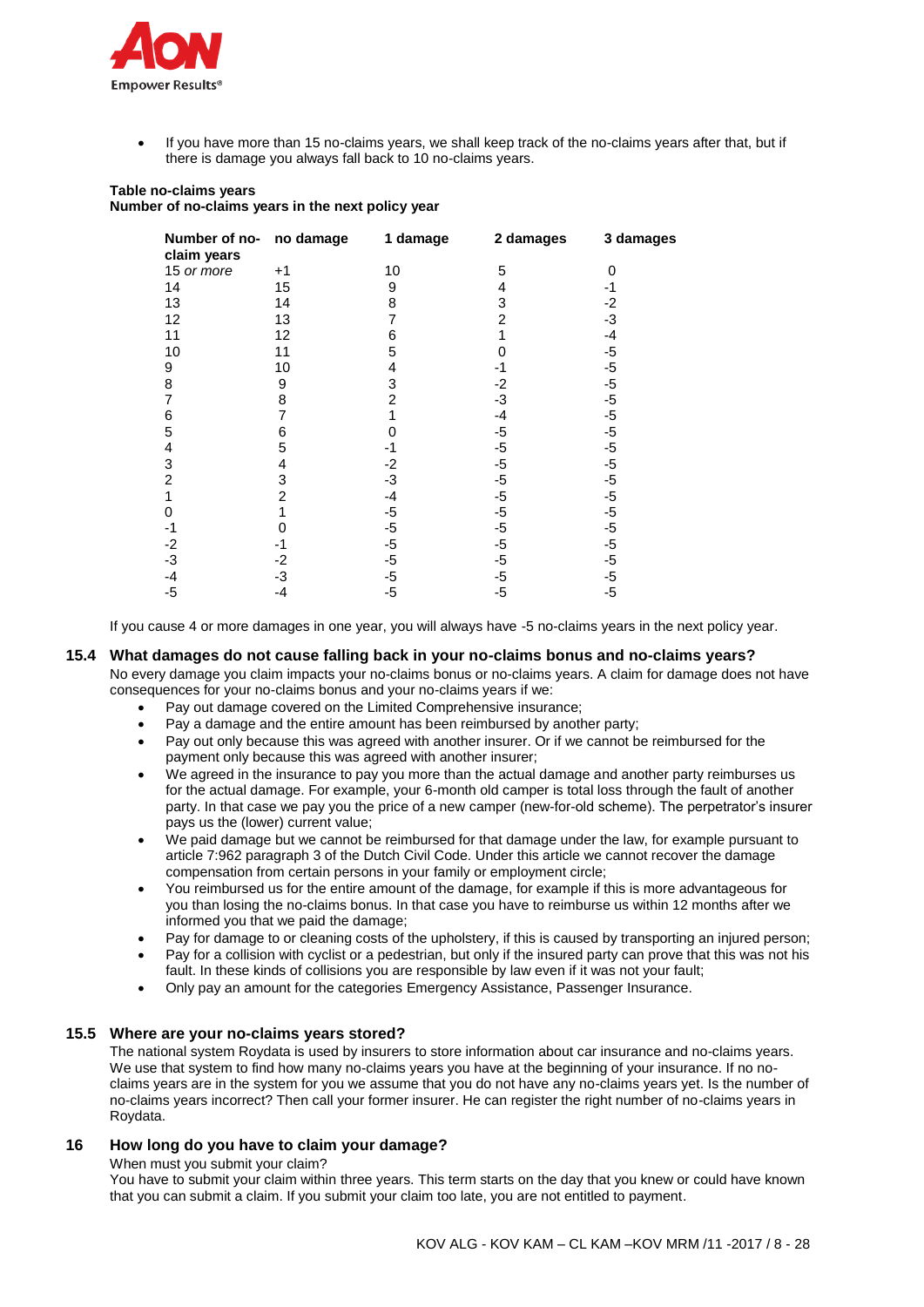- If you have more than 15 no-claims years, we shall keep track of the no-claims years after that, but if there is damage you always fall back to 10 no-claims years.

**Table no-claims years**
**Number of no-claims years in the next policy year**

| Number of no-claim years | no damage | 1 damage | 2 damages | 3 damages |
|---|---|---|---|---|
| 15 *or more* | +1 | 10 | 5 | 0 |
| 14 | 15 | 9 | 4 | -1 |
| 13 | 14 | 8 | 3 | -2 |
| 12 | 13 | 7 | 2 | -3 |
| 11 | 12 | 6 | 1 | -4 |
| 10 | 11 | 5 | 0 | -5 |
| 9 | 10 | 4 | -1 | -5 |
| 8 | 9 | 3 | -2 | -5 |
| 7 | 8 | 2 | -3 | -5 |
| 6 | 7 | 1 | -4 | -5 |
| 5 | 6 | 0 | -5 | -5 |
| 4 | 5 | -1 | -5 | -5 |
| 3 | 4 | -2 | -5 | -5 |
| 2 | 3 | -3 | -5 | -5 |
| 1 | 2 | -4 | -5 | -5 |
| 0 | 1 | -5 | -5 | -5 |
| -1 | 0 | -5 | -5 | -5 |
| -2 | -1 | -5 | -5 | -5 |
| -3 | -2 | -5 | -5 | -5 |
| -4 | -3 | -5 | -5 | -5 |
| -5 | -4 | -5 | -5 | -5 |

If you cause 4 or more damages in one year, you will always have -5 no-claims years in the next policy year.

### 15.4 What damages do not cause falling back in your no-claims bonus and no-claims years?

No every damage you claim impacts your no-claims bonus or no-claims years. A claim for damage does not have consequences for your no-claims bonus and your no-claims years if we:

- Pay out damage covered on the Limited Comprehensive insurance;
- Pay a damage and the entire amount has been reimbursed by another party;
- Pay out only because this was agreed with another insurer. Or if we cannot be reimbursed for the payment only because this was agreed with another insurer;
- We agreed in the insurance to pay you more than the actual damage and another party reimburses us for the actual damage. For example, your 6-month old camper is total loss through the fault of another party. In that case we pay you the price of a new camper (new-for-old scheme). The perpetrator's insurer pays us the (lower) current value;
- We paid damage but we cannot be reimbursed for that damage under the law, for example pursuant to article 7:962 paragraph 3 of the Dutch Civil Code. Under this article we cannot recover the damage compensation from certain persons in your family or employment circle;
- You reimbursed us for the entire amount of the damage, for example if this is more advantageous for you than losing the no-claims bonus. In that case you have to reimburse us within 12 months after we informed you that we paid the damage;
- Pay for damage to or cleaning costs of the upholstery, if this is caused by transporting an injured person;
- Pay for a collision with cyclist or a pedestrian, but only if the insured party can prove that this was not his fault. In these kinds of collisions you are responsible by law even if it was not your fault;
- Only pay an amount for the categories Emergency Assistance, Passenger Insurance.

### 15.5 Where are your no-claims years stored?

The national system Roydata is used by insurers to store information about car insurance and no-claims years. We use that system to find how many no-claims years you have at the beginning of your insurance. If no no-claims years are in the system for you we assume that you do not have any no-claims years yet. Is the number of no-claims years incorrect? Then call your former insurer. He can register the right number of no-claims years in Roydata.

## 16 How long do you have to claim your damage?

When must you submit your claim?

You have to submit your claim within three years. This term starts on the day that you knew or could have known that you can submit a claim. If you submit your claim too late, you are not entitled to payment.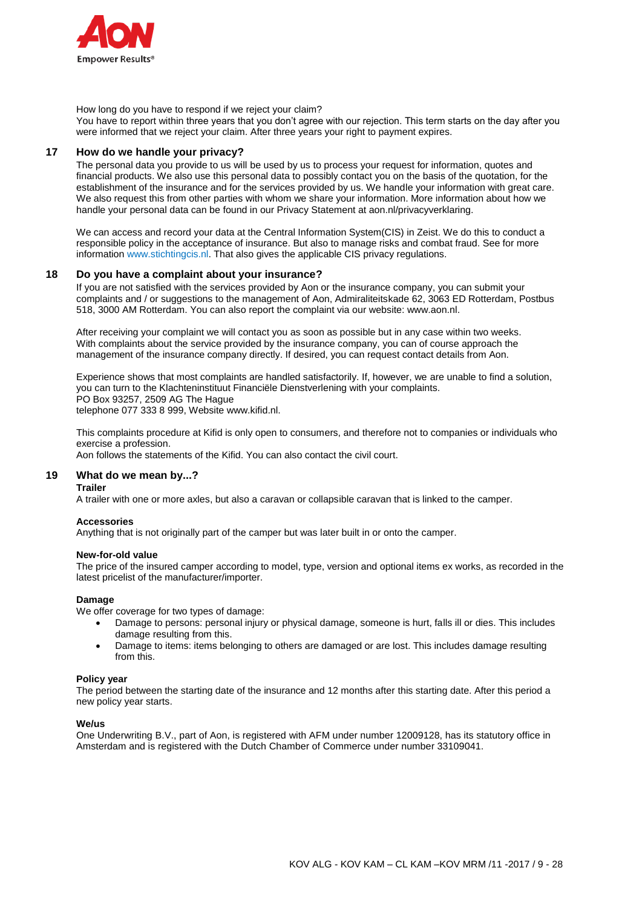How long do you have to respond if we reject your claim?
You have to report within three years that you don't agree with our rejection. This term starts on the day after you were informed that we reject your claim. After three years your right to payment expires.

## 17 How do we handle your privacy?

The personal data you provide to us will be used by us to process your request for information, quotes and financial products. We also use this personal data to possibly contact you on the basis of the quotation, for the establishment of the insurance and for the services provided by us. We handle your information with great care. We also request this from other parties with whom we share your information. More information about how we handle your personal data can be found in our Privacy Statement at aon.nl/privacyverklaring.

We can access and record your data at the Central Information System(CIS) in Zeist. We do this to conduct a responsible policy in the acceptance of insurance. But also to manage risks and combat fraud. See for more information www.stichtingcis.nl. That also gives the applicable CIS privacy regulations.

## 18 Do you have a complaint about your insurance?

If you are not satisfied with the services provided by Aon or the insurance company, you can submit your complaints and / or suggestions to the management of Aon, Admiraliteitskade 62, 3063 ED Rotterdam, Postbus 518, 3000 AM Rotterdam. You can also report the complaint via our website: www.aon.nl.

After receiving your complaint we will contact you as soon as possible but in any case within two weeks. With complaints about the service provided by the insurance company, you can of course approach the management of the insurance company directly. If desired, you can request contact details from Aon.

Experience shows that most complaints are handled satisfactorily. If, however, we are unable to find a solution, you can turn to the Klachteninstituut Financiële Dienstverlening with your complaints.
PO Box 93257, 2509 AG The Hague
telephone 077 333 8 999, Website www.kifid.nl.

This complaints procedure at Kifid is only open to consumers, and therefore not to companies or individuals who exercise a profession.
Aon follows the statements of the Kifid. You can also contact the civil court.

## 19 What do we mean by...?

**Trailer**
A trailer with one or more axles, but also a caravan or collapsible caravan that is linked to the camper.

**Accessories**
Anything that is not originally part of the camper but was later built in or onto the camper.

**New-for-old value**
The price of the insured camper according to model, type, version and optional items ex works, as recorded in the latest pricelist of the manufacturer/importer.

**Damage**
We offer coverage for two types of damage:

- Damage to persons: personal injury or physical damage, someone is hurt, falls ill or dies. This includes damage resulting from this.
- Damage to items: items belonging to others are damaged or are lost. This includes damage resulting from this.

**Policy year**
The period between the starting date of the insurance and 12 months after this starting date. After this period a new policy year starts.

**We/us**
One Underwriting B.V., part of Aon, is registered with AFM under number 12009128, has its statutory office in Amsterdam and is registered with the Dutch Chamber of Commerce under number 33109041.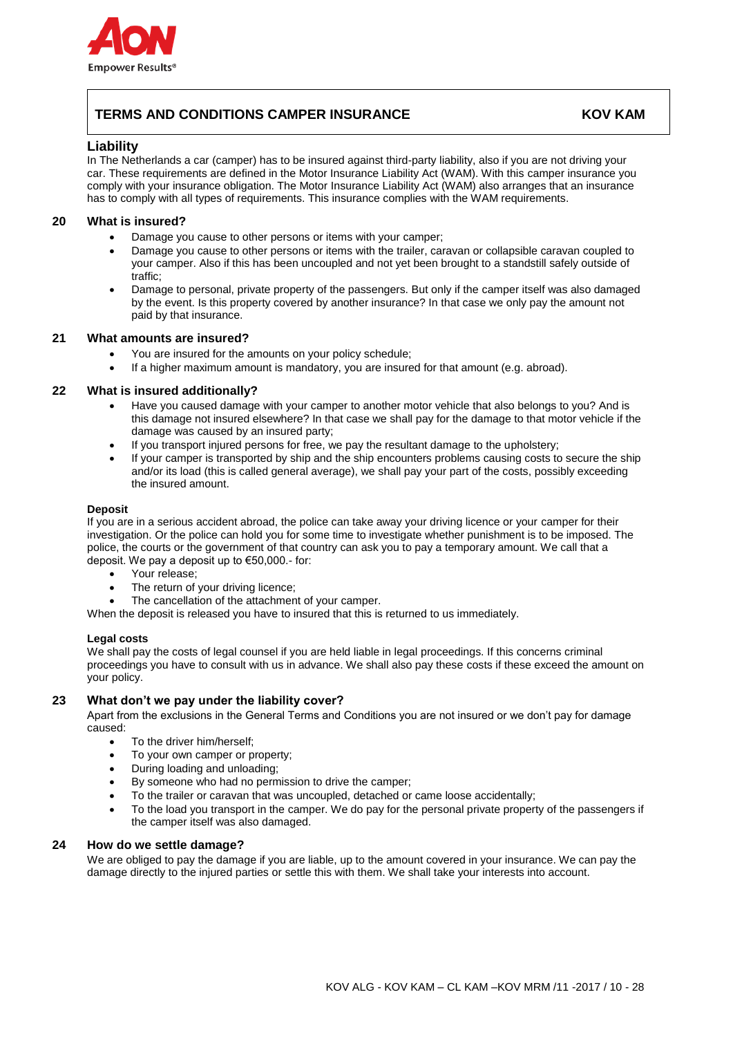## TERMS AND CONDITIONS CAMPER INSURANCE — KOV KAM

### Liability

In The Netherlands a car (camper) has to be insured against third-party liability, also if you are not driving your car. These requirements are defined in the Motor Insurance Liability Act (WAM). With this camper insurance you comply with your insurance obligation. The Motor Insurance Liability Act (WAM) also arranges that an insurance has to comply with all types of requirements. This insurance complies with the WAM requirements.

### 20 What is insured?

- Damage you cause to other persons or items with your camper;
- Damage you cause to other persons or items with the trailer, caravan or collapsible caravan coupled to your camper. Also if this has been uncoupled and not yet been brought to a standstill safely outside of traffic;
- Damage to personal, private property of the passengers. But only if the camper itself was also damaged by the event. Is this property covered by another insurance? In that case we only pay the amount not paid by that insurance.

### 21 What amounts are insured?

- You are insured for the amounts on your policy schedule;
- If a higher maximum amount is mandatory, you are insured for that amount (e.g. abroad).

### 22 What is insured additionally?

- Have you caused damage with your camper to another motor vehicle that also belongs to you? And is this damage not insured elsewhere? In that case we shall pay for the damage to that motor vehicle if the damage was caused by an insured party;
- If you transport injured persons for free, we pay the resultant damage to the upholstery;
- If your camper is transported by ship and the ship encounters problems causing costs to secure the ship and/or its load (this is called general average), we shall pay your part of the costs, possibly exceeding the insured amount.

**Deposit**

If you are in a serious accident abroad, the police can take away your driving licence or your camper for their investigation. Or the police can hold you for some time to investigate whether punishment is to be imposed. The police, the courts or the government of that country can ask you to pay a temporary amount. We call that a deposit. We pay a deposit up to €50,000.- for:

- Your release;
- The return of your driving licence;
- The cancellation of the attachment of your camper.

When the deposit is released you have to insured that this is returned to us immediately.

**Legal costs**

We shall pay the costs of legal counsel if you are held liable in legal proceedings. If this concerns criminal proceedings you have to consult with us in advance. We shall also pay these costs if these exceed the amount on your policy.

### 23 What don't we pay under the liability cover?

Apart from the exclusions in the General Terms and Conditions you are not insured or we don't pay for damage caused:

- To the driver him/herself;
- To your own camper or property;
- During loading and unloading;
- By someone who had no permission to drive the camper;
- To the trailer or caravan that was uncoupled, detached or came loose accidentally;
- To the load you transport in the camper. We do pay for the personal private property of the passengers if the camper itself was also damaged.

### 24 How do we settle damage?

We are obliged to pay the damage if you are liable, up to the amount covered in your insurance. We can pay the damage directly to the injured parties or settle this with them. We shall take your interests into account.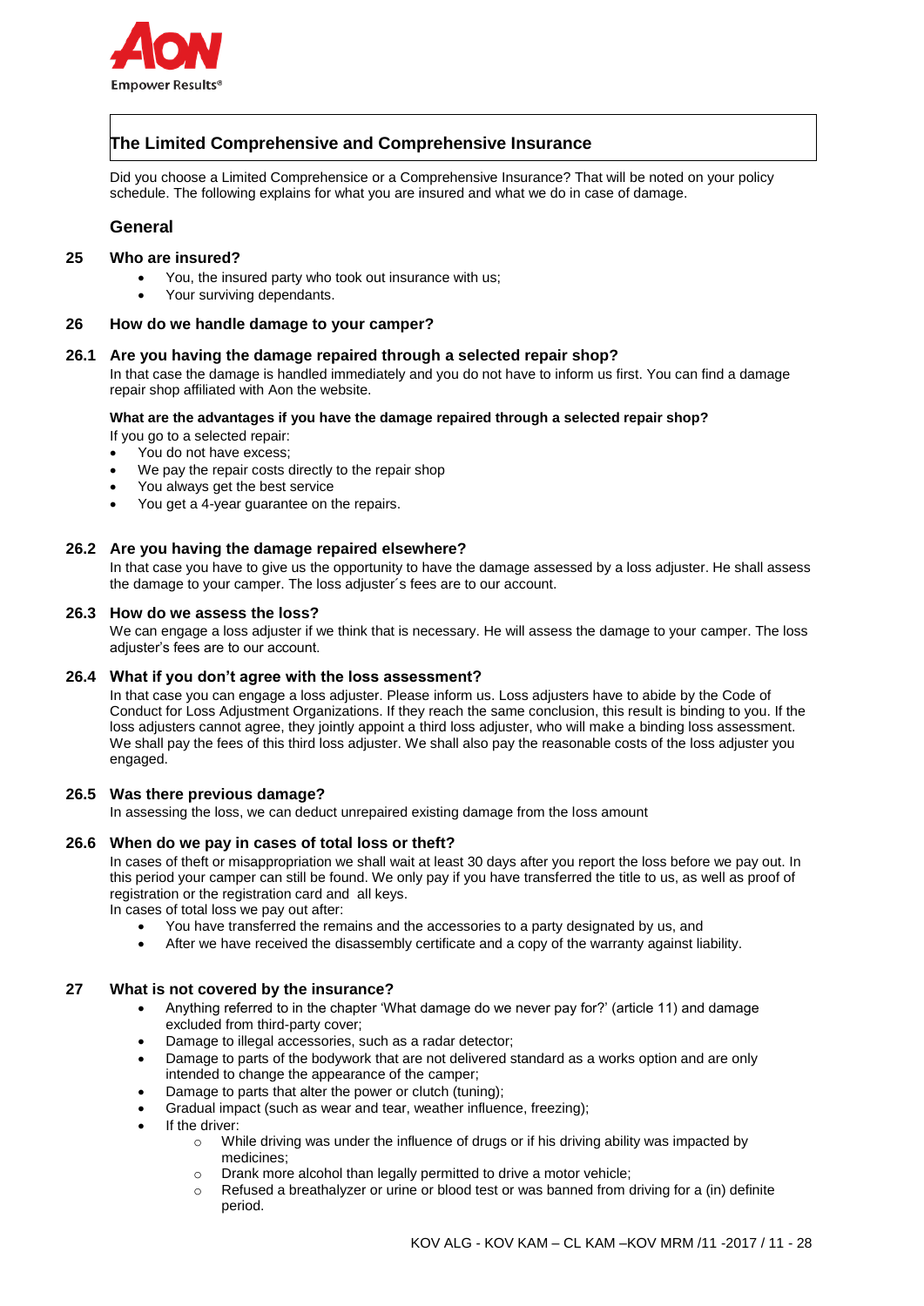## The Limited Comprehensive and Comprehensive Insurance

Did you choose a Limited Comprehensive or a Comprehensive Insurance? That will be noted on your policy schedule. The following explains for what you are insured and what we do in case of damage.

### General

#### 25 Who are insured?

- You, the insured party who took out insurance with us;
- Your surviving dependants.

#### 26 How do we handle damage to your camper?

#### 26.1 Are you having the damage repaired through a selected repair shop?

In that case the damage is handled immediately and you do not have to inform us first. You can find a damage repair shop affiliated with Aon the website.

**What are the advantages if you have the damage repaired through a selected repair shop?**

If you go to a selected repair:

- You do not have excess;
- We pay the repair costs directly to the repair shop
- You always get the best service
- You get a 4-year guarantee on the repairs.

#### 26.2 Are you having the damage repaired elsewhere?

In that case you have to give us the opportunity to have the damage assessed by a loss adjuster. He shall assess the damage to your camper. The loss adjuster´s fees are to our account.

#### 26.3 How do we assess the loss?

We can engage a loss adjuster if we think that is necessary. He will assess the damage to your camper. The loss adjuster's fees are to our account.

#### 26.4 What if you don't agree with the loss assessment?

In that case you can engage a loss adjuster. Please inform us. Loss adjusters have to abide by the Code of Conduct for Loss Adjustment Organizations. If they reach the same conclusion, this result is binding to you. If the loss adjusters cannot agree, they jointly appoint a third loss adjuster, who will make a binding loss assessment. We shall pay the fees of this third loss adjuster. We shall also pay the reasonable costs of the loss adjuster you engaged.

#### 26.5 Was there previous damage?

In assessing the loss, we can deduct unrepaired existing damage from the loss amount

#### 26.6 When do we pay in cases of total loss or theft?

In cases of theft or misappropriation we shall wait at least 30 days after you report the loss before we pay out. In this period your camper can still be found. We only pay if you have transferred the title to us, as well as proof of registration or the registration card and all keys.

In cases of total loss we pay out after:

- You have transferred the remains and the accessories to a party designated by us, and
- After we have received the disassembly certificate and a copy of the warranty against liability.

#### 27 What is not covered by the insurance?

- Anything referred to in the chapter 'What damage do we never pay for?' (article 11) and damage excluded from third-party cover;
- Damage to illegal accessories, such as a radar detector;
- Damage to parts of the bodywork that are not delivered standard as a works option and are only intended to change the appearance of the camper;
- Damage to parts that alter the power or clutch (tuning);
- Gradual impact (such as wear and tear, weather influence, freezing);
- If the driver:
  - While driving was under the influence of drugs or if his driving ability was impacted by medicines;
  - Drank more alcohol than legally permitted to drive a motor vehicle;
  - Refused a breathalyzer or urine or blood test or was banned from driving for a (in) definite period.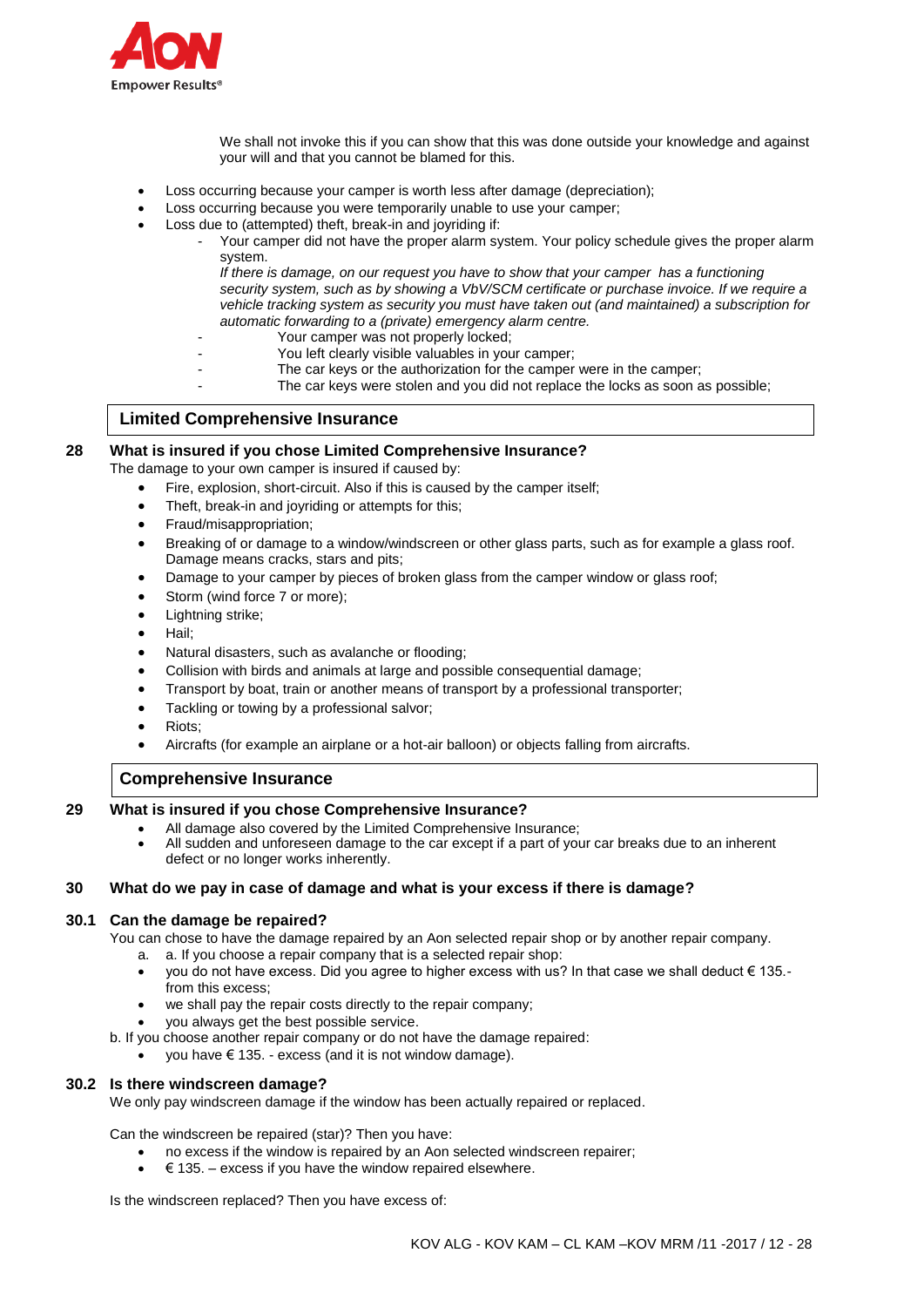We shall not invoke this if you can show that this was done outside your knowledge and against your will and that you cannot be blamed for this.

- Loss occurring because your camper is worth less after damage (depreciation);
- Loss occurring because you were temporarily unable to use your camper;
- Loss due to (attempted) theft, break-in and joyriding if:
  - Your camper did not have the proper alarm system. Your policy schedule gives the proper alarm system.
    *If there is damage, on our request you have to show that your camper has a functioning security system, such as by showing a VbV/SCM certificate or purchase invoice. If we require a vehicle tracking system as security you must have taken out (and maintained) a subscription for automatic forwarding to a (private) emergency alarm centre.*
  - Your camper was not properly locked;
  - You left clearly visible valuables in your camper;
  - The car keys or the authorization for the camper were in the camper;
  - The car keys were stolen and you did not replace the locks as soon as possible;

## Limited Comprehensive Insurance

### 28 What is insured if you chose Limited Comprehensive Insurance?

The damage to your own camper is insured if caused by:

- Fire, explosion, short-circuit. Also if this is caused by the camper itself;
- Theft, break-in and joyriding or attempts for this;
- Fraud/misappropriation;
- Breaking of or damage to a window/windscreen or other glass parts, such as for example a glass roof. Damage means cracks, stars and pits;
- Damage to your camper by pieces of broken glass from the camper window or glass roof;
- Storm (wind force 7 or more);
- Lightning strike;
- Hail;
- Natural disasters, such as avalanche or flooding;
- Collision with birds and animals at large and possible consequential damage;
- Transport by boat, train or another means of transport by a professional transporter;
- Tackling or towing by a professional salvor;
- Riots;
- Aircrafts (for example an airplane or a hot-air balloon) or objects falling from aircrafts.

## Comprehensive Insurance

### 29 What is insured if you chose Comprehensive Insurance?

- All damage also covered by the Limited Comprehensive Insurance;
- All sudden and unforeseen damage to the car except if a part of your car breaks due to an inherent defect or no longer works inherently.

### 30 What do we pay in case of damage and what is your excess if there is damage?

### 30.1 Can the damage be repaired?

You can chose to have the damage repaired by an Aon selected repair shop or by another repair company.

a. If you choose a repair company that is a selected repair shop:

- you do not have excess. Did you agree to higher excess with us? In that case we shall deduct € 135.- from this excess;
- we shall pay the repair costs directly to the repair company;
- you always get the best possible service.

b. If you choose another repair company or do not have the damage repaired:

- you have € 135. - excess (and it is not window damage).

### 30.2 Is there windscreen damage?

We only pay windscreen damage if the window has been actually repaired or replaced.

Can the windscreen be repaired (star)? Then you have:

- no excess if the window is repaired by an Aon selected windscreen repairer;
- € 135. – excess if you have the window repaired elsewhere.

Is the windscreen replaced? Then you have excess of: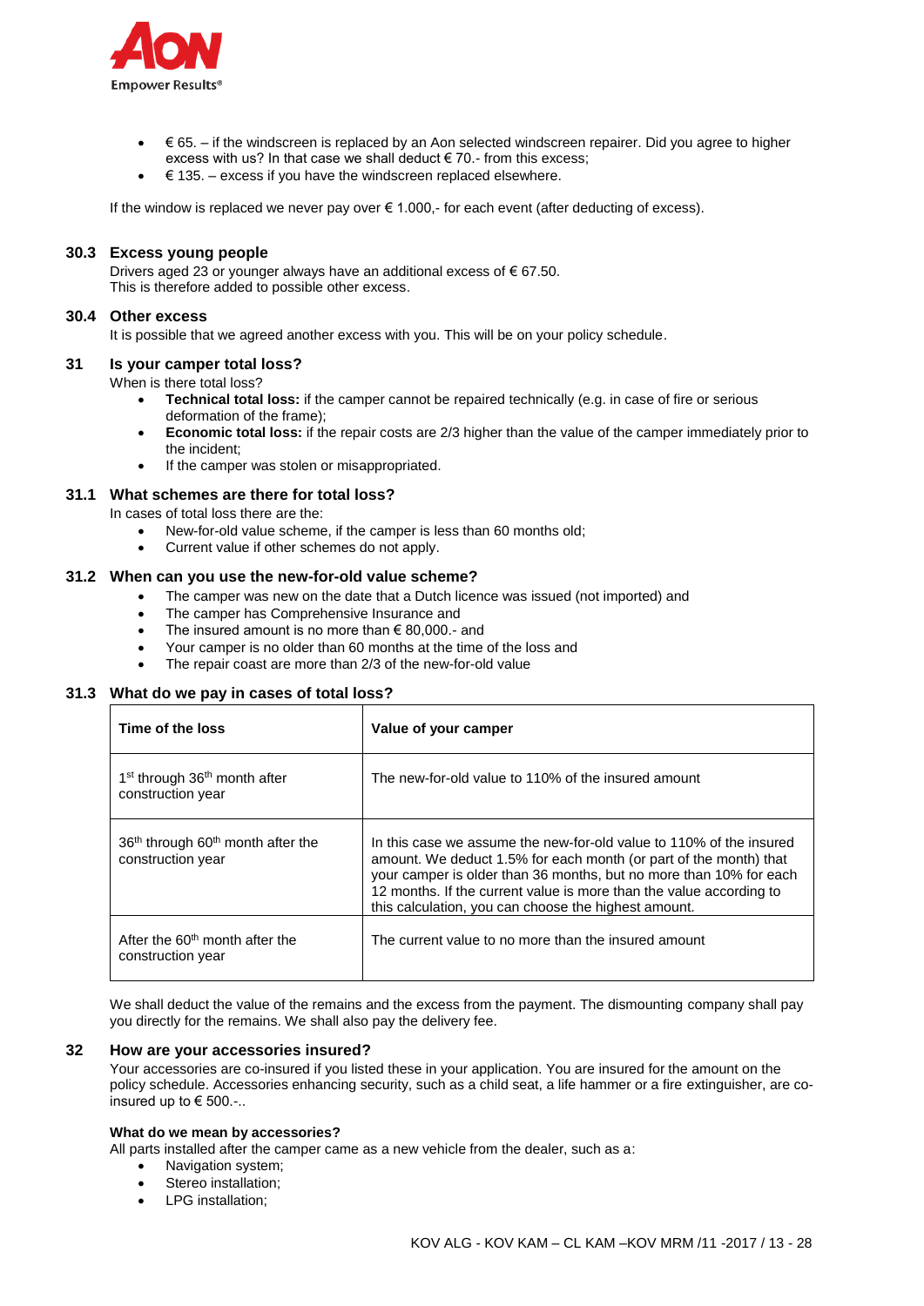- € 65. – if the windscreen is replaced by an Aon selected windscreen repairer. Did you agree to higher excess with us? In that case we shall deduct € 70.- from this excess;
- € 135. – excess if you have the windscreen replaced elsewhere.

If the window is replaced we never pay over € 1.000,- for each event (after deducting of excess).

### 30.3 Excess young people

Drivers aged 23 or younger always have an additional excess of € 67.50.
This is therefore added to possible other excess.

### 30.4 Other excess

It is possible that we agreed another excess with you. This will be on your policy schedule.

## 31 Is your camper total loss?

When is there total loss?

- **Technical total loss:** if the camper cannot be repaired technically (e.g. in case of fire or serious deformation of the frame);
- **Economic total loss:** if the repair costs are 2/3 higher than the value of the camper immediately prior to the incident;
- If the camper was stolen or misappropriated.

### 31.1 What schemes are there for total loss?

In cases of total loss there are the:

- New-for-old value scheme, if the camper is less than 60 months old;
- Current value if other schemes do not apply.

### 31.2 When can you use the new-for-old value scheme?

- The camper was new on the date that a Dutch licence was issued (not imported) and
- The camper has Comprehensive Insurance and
- The insured amount is no more than € 80,000.- and
- Your camper is no older than 60 months at the time of the loss and
- The repair coast are more than 2/3 of the new-for-old value

### 31.3 What do we pay in cases of total loss?

| Time of the loss | Value of your camper |
|---|---|
| 1st through 36th month after construction year | The new-for-old value to 110% of the insured amount |
| 36th through 60th month after the construction year | In this case we assume the new-for-old value to 110% of the insured amount. We deduct 1.5% for each month (or part of the month) that your camper is older than 36 months, but no more than 10% for each 12 months. If the current value is more than the value according to this calculation, you can choose the highest amount. |
| After the 60th month after the construction year | The current value to no more than the insured amount |

We shall deduct the value of the remains and the excess from the payment. The dismounting company shall pay you directly for the remains. We shall also pay the delivery fee.

## 32 How are your accessories insured?

Your accessories are co-insured if you listed these in your application. You are insured for the amount on the policy schedule. Accessories enhancing security, such as a child seat, a life hammer or a fire extinguisher, are co-insured up to € 500.-..

**What do we mean by accessories?**

All parts installed after the camper came as a new vehicle from the dealer, such as a:

- Navigation system;
- Stereo installation;
- LPG installation;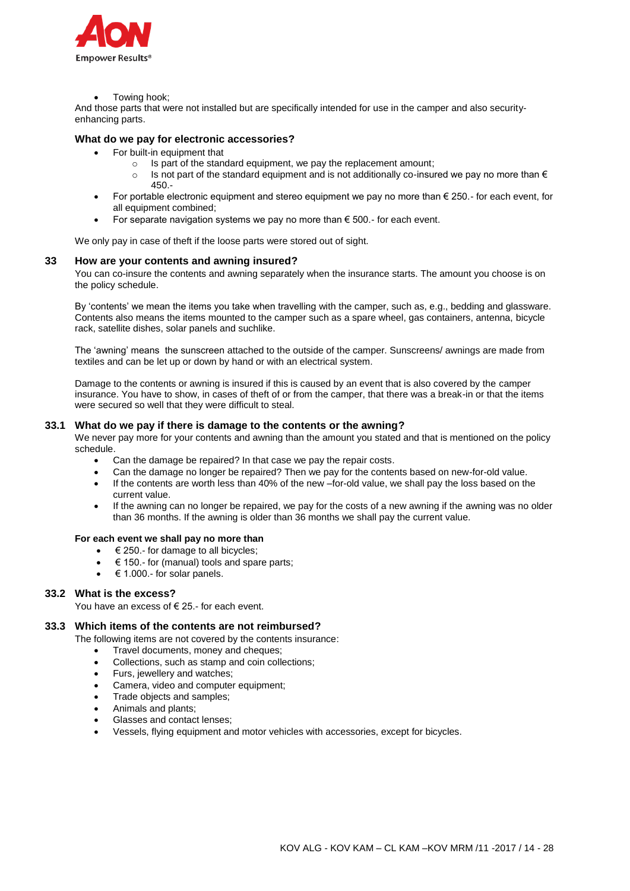- Towing hook;

And those parts that were not installed but are specifically intended for use in the camper and also security-enhancing parts.

**What do we pay for electronic accessories?**

- For built-in equipment that
  - Is part of the standard equipment, we pay the replacement amount;
  - Is not part of the standard equipment and is not additionally co-insured we pay no more than € 450.-
- For portable electronic equipment and stereo equipment we pay no more than € 250.- for each event, for all equipment combined;
- For separate navigation systems we pay no more than € 500.- for each event.

We only pay in case of theft if the loose parts were stored out of sight.

## 33 How are your contents and awning insured?

You can co-insure the contents and awning separately when the insurance starts. The amount you choose is on the policy schedule.

By 'contents' we mean the items you take when travelling with the camper, such as, e.g., bedding and glassware. Contents also means the items mounted to the camper such as a spare wheel, gas containers, antenna, bicycle rack, satellite dishes, solar panels and suchlike.

The 'awning' means the sunscreen attached to the outside of the camper. Sunscreens/ awnings are made from textiles and can be let up or down by hand or with an electrical system.

Damage to the contents or awning is insured if this is caused by an event that is also covered by the camper insurance. You have to show, in cases of theft of or from the camper, that there was a break-in or that the items were secured so well that they were difficult to steal.

### 33.1 What do we pay if there is damage to the contents or the awning?

We never pay more for your contents and awning than the amount you stated and that is mentioned on the policy schedule.

- Can the damage be repaired? In that case we pay the repair costs.
- Can the damage no longer be repaired? Then we pay for the contents based on new-for-old value.
- If the contents are worth less than 40% of the new –for-old value, we shall pay the loss based on the current value.
- If the awning can no longer be repaired, we pay for the costs of a new awning if the awning was no older than 36 months. If the awning is older than 36 months we shall pay the current value.

**For each event we shall pay no more than**

- € 250.- for damage to all bicycles;
- € 150.- for (manual) tools and spare parts;
- € 1.000.- for solar panels.

### 33.2 What is the excess?

You have an excess of € 25.- for each event.

### 33.3 Which items of the contents are not reimbursed?

The following items are not covered by the contents insurance:

- Travel documents, money and cheques;
- Collections, such as stamp and coin collections;
- Furs, jewellery and watches;
- Camera, video and computer equipment;
- Trade objects and samples;
- Animals and plants;
- Glasses and contact lenses;
- Vessels, flying equipment and motor vehicles with accessories, except for bicycles.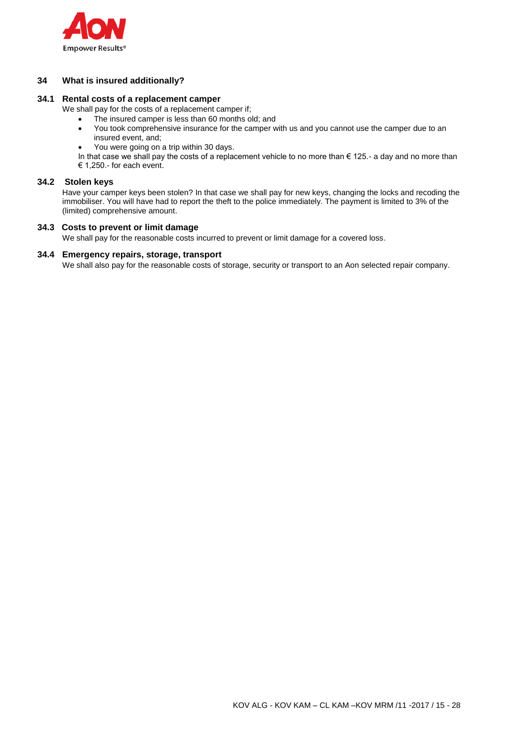## 34 What is insured additionally?

### 34.1 Rental costs of a replacement camper

We shall pay for the costs of a replacement camper if;

- The insured camper is less than 60 months old; and
- You took comprehensive insurance for the camper with us and you cannot use the camper due to an insured event, and;
- You were going on a trip within 30 days.

In that case we shall pay the costs of a replacement vehicle to no more than € 125.- a day and no more than € 1,250.- for each event.

### 34.2 Stolen keys

Have your camper keys been stolen? In that case we shall pay for new keys, changing the locks and recoding the immobiliser. You will have had to report the theft to the police immediately. The payment is limited to 3% of the (limited) comprehensive amount.

### 34.3 Costs to prevent or limit damage

We shall pay for the reasonable costs incurred to prevent or limit damage for a covered loss.

### 34.4 Emergency repairs, storage, transport

We shall also pay for the reasonable costs of storage, security or transport to an Aon selected repair company.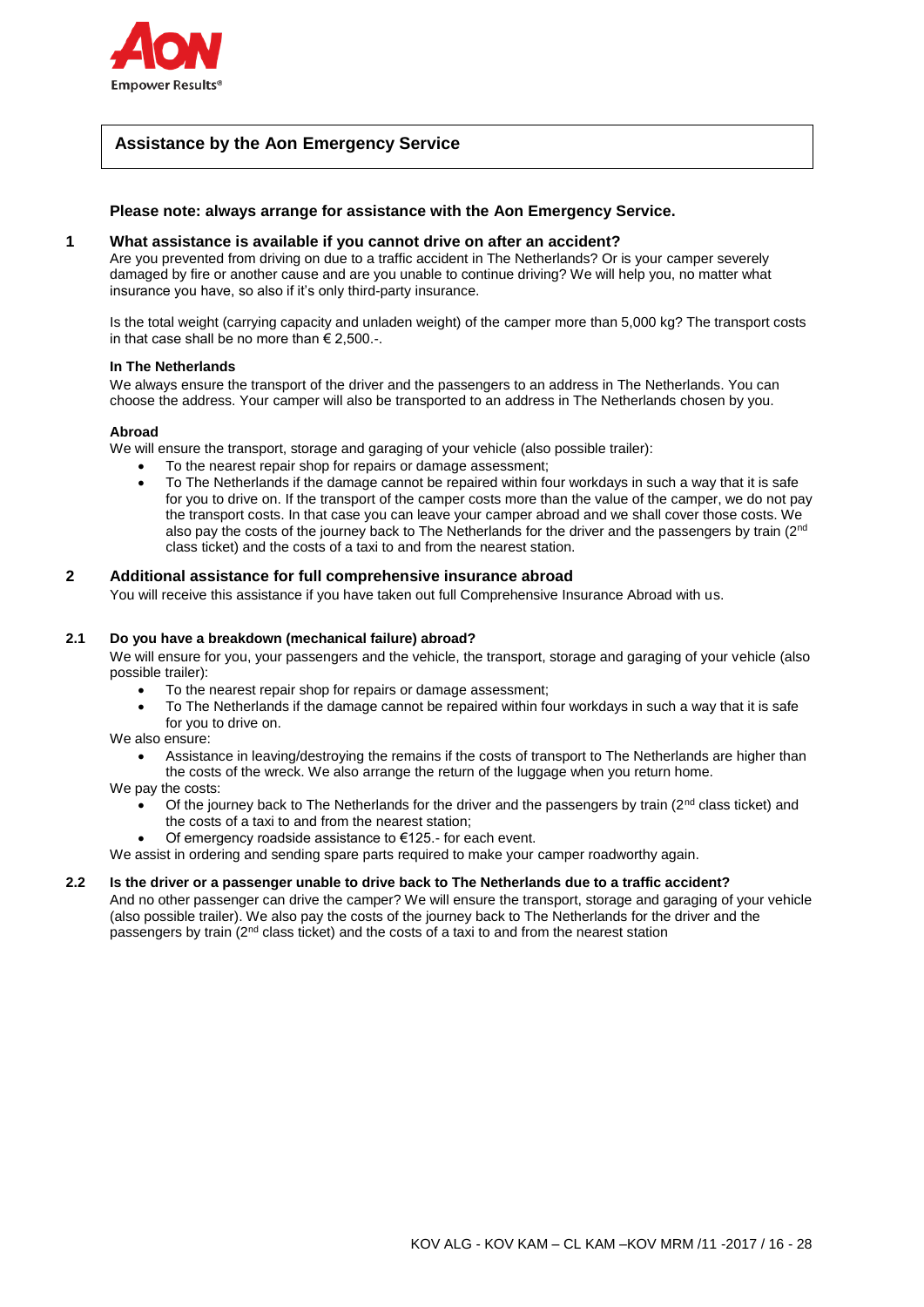## Assistance by the Aon Emergency Service

**Please note: always arrange for assistance with the Aon Emergency Service.**

### 1 What assistance is available if you cannot drive on after an accident?

Are you prevented from driving on due to a traffic accident in The Netherlands? Or is your camper severely damaged by fire or another cause and are you unable to continue driving? We will help you, no matter what insurance you have, so also if it's only third-party insurance.

Is the total weight (carrying capacity and unladen weight) of the camper more than 5,000 kg? The transport costs in that case shall be no more than € 2,500.-.

**In The Netherlands**

We always ensure the transport of the driver and the passengers to an address in The Netherlands. You can choose the address. Your camper will also be transported to an address in The Netherlands chosen by you.

**Abroad**

We will ensure the transport, storage and garaging of your vehicle (also possible trailer):

- To the nearest repair shop for repairs or damage assessment;
- To The Netherlands if the damage cannot be repaired within four workdays in such a way that it is safe for you to drive on. If the transport of the camper costs more than the value of the camper, we do not pay the transport costs. In that case you can leave your camper abroad and we shall cover those costs. We also pay the costs of the journey back to The Netherlands for the driver and the passengers by train (2nd class ticket) and the costs of a taxi to and from the nearest station.

### 2 Additional assistance for full comprehensive insurance abroad

You will receive this assistance if you have taken out full Comprehensive Insurance Abroad with us.

#### 2.1 Do you have a breakdown (mechanical failure) abroad?

We will ensure for you, your passengers and the vehicle, the transport, storage and garaging of your vehicle (also possible trailer):

- To the nearest repair shop for repairs or damage assessment;
- To The Netherlands if the damage cannot be repaired within four workdays in such a way that it is safe for you to drive on.

We also ensure:

- Assistance in leaving/destroying the remains if the costs of transport to The Netherlands are higher than the costs of the wreck. We also arrange the return of the luggage when you return home.

We pay the costs:

- Of the journey back to The Netherlands for the driver and the passengers by train (2nd class ticket) and the costs of a taxi to and from the nearest station;
- Of emergency roadside assistance to €125.- for each event.

We assist in ordering and sending spare parts required to make your camper roadworthy again.

#### 2.2 Is the driver or a passenger unable to drive back to The Netherlands due to a traffic accident?

And no other passenger can drive the camper? We will ensure the transport, storage and garaging of your vehicle (also possible trailer). We also pay the costs of the journey back to The Netherlands for the driver and the passengers by train (2nd class ticket) and the costs of a taxi to and from the nearest station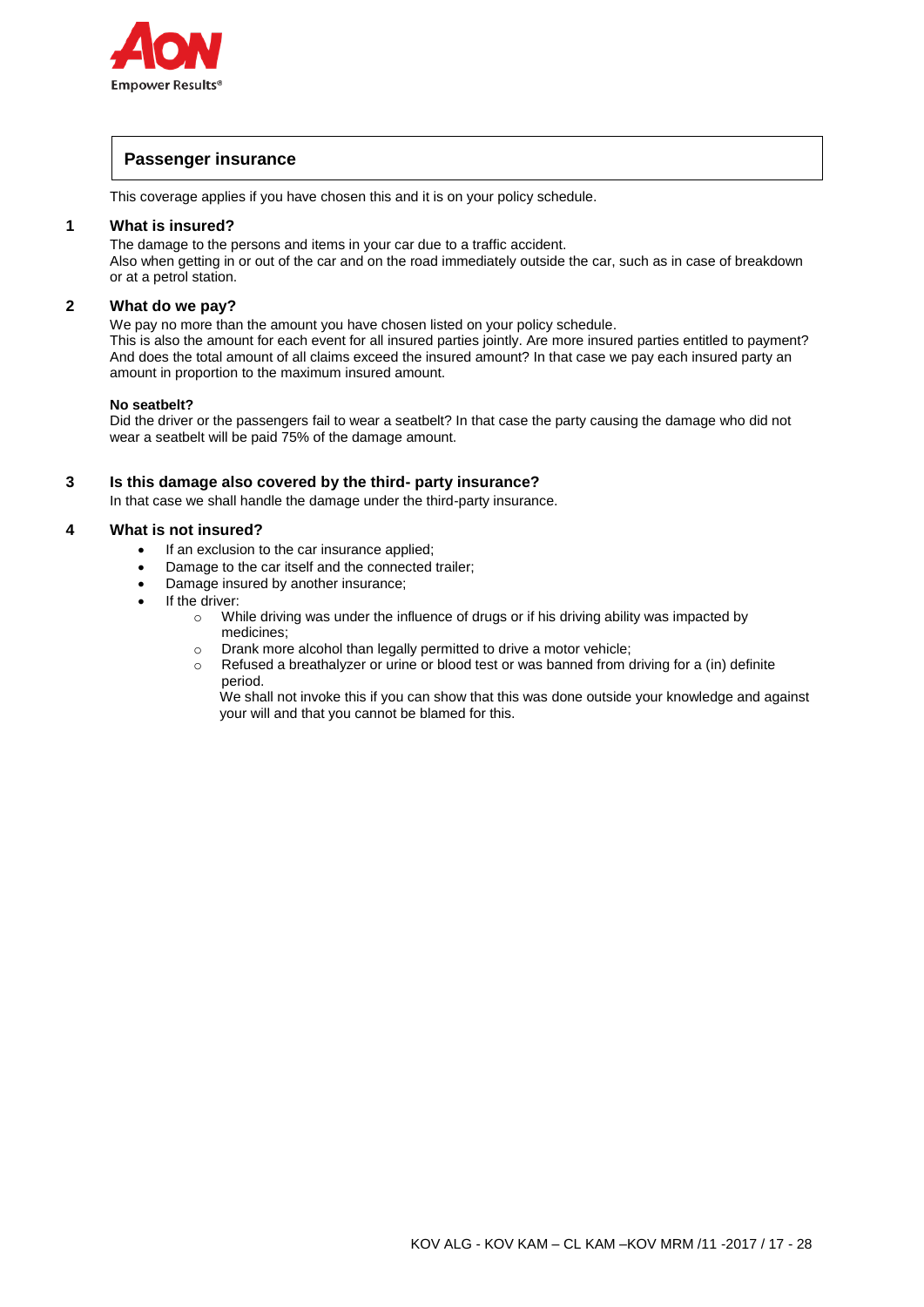## Passenger insurance

This coverage applies if you have chosen this and it is on your policy schedule.

### 1 What is insured?

The damage to the persons and items in your car due to a traffic accident.
Also when getting in or out of the car and on the road immediately outside the car, such as in case of breakdown or at a petrol station.

### 2 What do we pay?

We pay no more than the amount you have chosen listed on your policy schedule.
This is also the amount for each event for all insured parties jointly. Are more insured parties entitled to payment? And does the total amount of all claims exceed the insured amount? In that case we pay each insured party an amount in proportion to the maximum insured amount.

**No seatbelt?**
Did the driver or the passengers fail to wear a seatbelt? In that case the party causing the damage who did not wear a seatbelt will be paid 75% of the damage amount.

### 3 Is this damage also covered by the third- party insurance?

In that case we shall handle the damage under the third-party insurance.

### 4 What is not insured?

- If an exclusion to the car insurance applied;
- Damage to the car itself and the connected trailer;
- Damage insured by another insurance;
- If the driver:
  - While driving was under the influence of drugs or if his driving ability was impacted by medicines;
  - Drank more alcohol than legally permitted to drive a motor vehicle;
  - Refused a breathalyzer or urine or blood test or was banned from driving for a (in) definite period.

    We shall not invoke this if you can show that this was done outside your knowledge and against your will and that you cannot be blamed for this.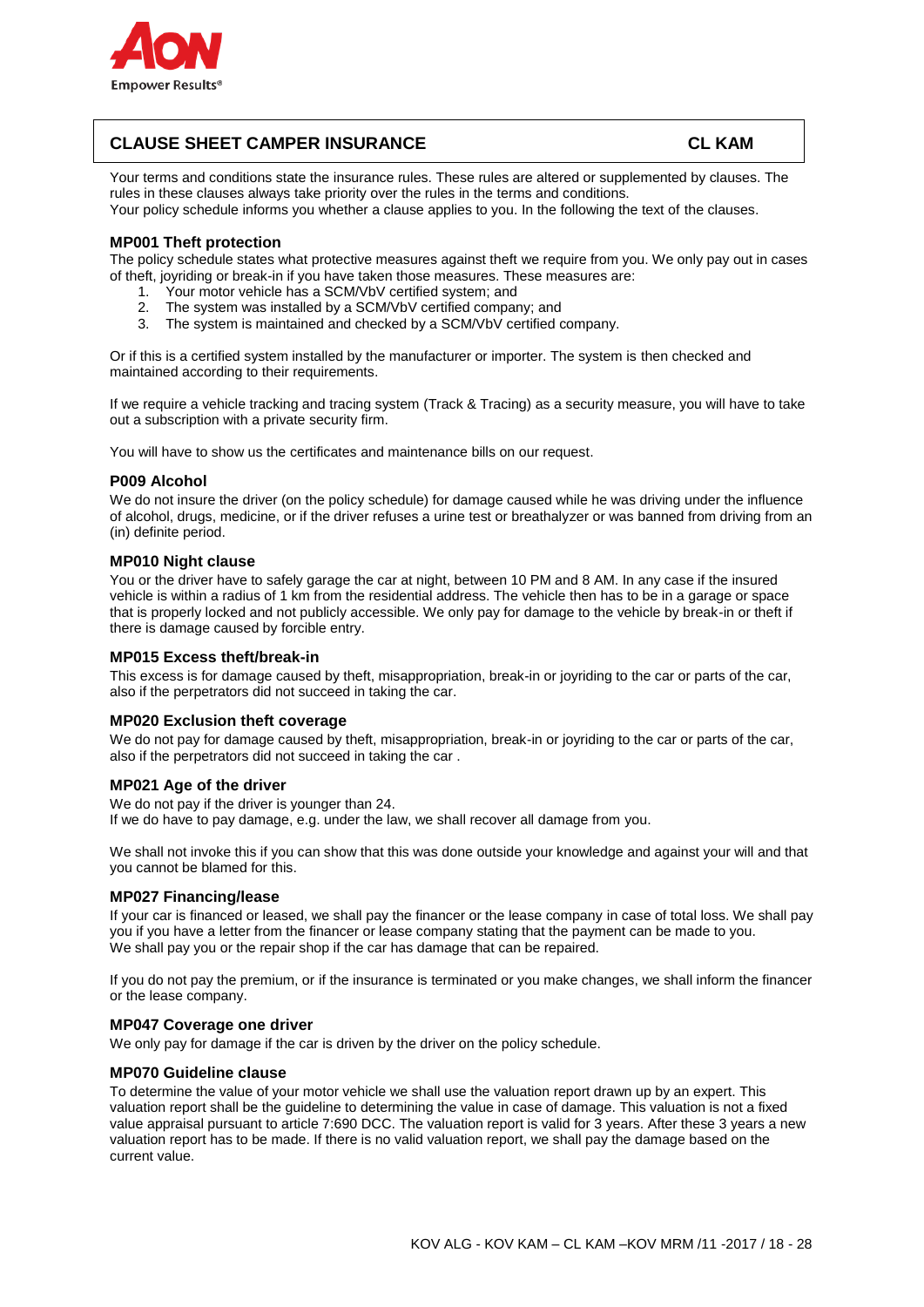## CLAUSE SHEET CAMPER INSURANCE CL KAM

Your terms and conditions state the insurance rules. These rules are altered or supplemented by clauses. The rules in these clauses always take priority over the rules in the terms and conditions.
Your policy schedule informs you whether a clause applies to you. In the following the text of the clauses.

### MP001 Theft protection

The policy schedule states what protective measures against theft we require from you. We only pay out in cases of theft, joyriding or break-in if you have taken those measures. These measures are:

1. Your motor vehicle has a SCM/VbV certified system; and
2. The system was installed by a SCM/VbV certified company; and
3. The system is maintained and checked by a SCM/VbV certified company.

Or if this is a certified system installed by the manufacturer or importer. The system is then checked and maintained according to their requirements.

If we require a vehicle tracking and tracing system (Track & Tracing) as a security measure, you will have to take out a subscription with a private security firm.

You will have to show us the certificates and maintenance bills on our request.

### P009 Alcohol

We do not insure the driver (on the policy schedule) for damage caused while he was driving under the influence of alcohol, drugs, medicine, or if the driver refuses a urine test or breathalyzer or was banned from driving from an (in) definite period.

### MP010 Night clause

You or the driver have to safely garage the car at night, between 10 PM and 8 AM. In any case if the insured vehicle is within a radius of 1 km from the residential address. The vehicle then has to be in a garage or space that is properly locked and not publicly accessible. We only pay for damage to the vehicle by break-in or theft if there is damage caused by forcible entry.

### MP015 Excess theft/break-in

This excess is for damage caused by theft, misappropriation, break-in or joyriding to the car or parts of the car, also if the perpetrators did not succeed in taking the car.

### MP020 Exclusion theft coverage

We do not pay for damage caused by theft, misappropriation, break-in or joyriding to the car or parts of the car, also if the perpetrators did not succeed in taking the car .

### MP021 Age of the driver

We do not pay if the driver is younger than 24.
If we do have to pay damage, e.g. under the law, we shall recover all damage from you.

We shall not invoke this if you can show that this was done outside your knowledge and against your will and that you cannot be blamed for this.

### MP027 Financing/lease

If your car is financed or leased, we shall pay the financer or the lease company in case of total loss. We shall pay you if you have a letter from the financer or lease company stating that the payment can be made to you.
We shall pay you or the repair shop if the car has damage that can be repaired.

If you do not pay the premium, or if the insurance is terminated or you make changes, we shall inform the financer or the lease company.

### MP047 Coverage one driver

We only pay for damage if the car is driven by the driver on the policy schedule.

### MP070 Guideline clause

To determine the value of your motor vehicle we shall use the valuation report drawn up by an expert. This valuation report shall be the guideline to determining the value in case of damage. This valuation is not a fixed value appraisal pursuant to article 7:690 DCC. The valuation report is valid for 3 years. After these 3 years a new valuation report has to be made. If there is no valid valuation report, we shall pay the damage based on the current value.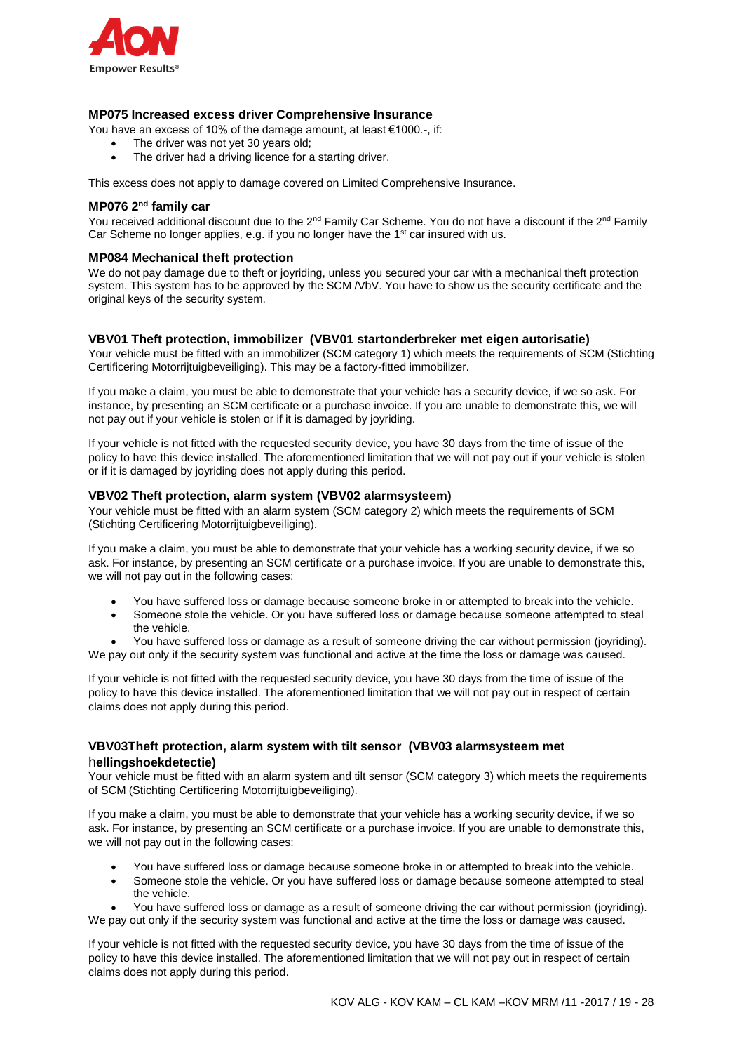### MP075 Increased excess driver Comprehensive Insurance

You have an excess of 10% of the damage amount, at least €1000.-, if:

- The driver was not yet 30 years old;
- The driver had a driving licence for a starting driver.

This excess does not apply to damage covered on Limited Comprehensive Insurance.

### MP076 2nd family car

You received additional discount due to the 2nd Family Car Scheme. You do not have a discount if the 2nd Family Car Scheme no longer applies, e.g. if you no longer have the 1st car insured with us.

### MP084 Mechanical theft protection

We do not pay damage due to theft or joyriding, unless you secured your car with a mechanical theft protection system. This system has to be approved by the SCM /VbV. You have to show us the security certificate and the original keys of the security system.

### VBV01 Theft protection, immobilizer (VBV01 startonderbreker met eigen autorisatie)

Your vehicle must be fitted with an immobilizer (SCM category 1) which meets the requirements of SCM (Stichting Certificering Motorrijtuigbeveiliging). This may be a factory-fitted immobilizer.

If you make a claim, you must be able to demonstrate that your vehicle has a security device, if we so ask. For instance, by presenting an SCM certificate or a purchase invoice. If you are unable to demonstrate this, we will not pay out if your vehicle is stolen or if it is damaged by joyriding.

If your vehicle is not fitted with the requested security device, you have 30 days from the time of issue of the policy to have this device installed. The aforementioned limitation that we will not pay out if your vehicle is stolen or if it is damaged by joyriding does not apply during this period.

### VBV02 Theft protection, alarm system (VBV02 alarmsysteem)

Your vehicle must be fitted with an alarm system (SCM category 2) which meets the requirements of SCM (Stichting Certificering Motorrijtuigbeveiliging).

If you make a claim, you must be able to demonstrate that your vehicle has a working security device, if we so ask. For instance, by presenting an SCM certificate or a purchase invoice. If you are unable to demonstrate this, we will not pay out in the following cases:

- You have suffered loss or damage because someone broke in or attempted to break into the vehicle.
- Someone stole the vehicle. Or you have suffered loss or damage because someone attempted to steal the vehicle.
- You have suffered loss or damage as a result of someone driving the car without permission (joyriding).

We pay out only if the security system was functional and active at the time the loss or damage was caused.

If your vehicle is not fitted with the requested security device, you have 30 days from the time of issue of the policy to have this device installed. The aforementioned limitation that we will not pay out in respect of certain claims does not apply during this period.

### VBV03Theft protection, alarm system with tilt sensor (VBV03 alarmsysteem met hellingshoekdetectie)

Your vehicle must be fitted with an alarm system and tilt sensor (SCM category 3) which meets the requirements of SCM (Stichting Certificering Motorrijtuigbeveiliging).

If you make a claim, you must be able to demonstrate that your vehicle has a working security device, if we so ask. For instance, by presenting an SCM certificate or a purchase invoice. If you are unable to demonstrate this, we will not pay out in the following cases:

- You have suffered loss or damage because someone broke in or attempted to break into the vehicle.
- Someone stole the vehicle. Or you have suffered loss or damage because someone attempted to steal the vehicle.
- You have suffered loss or damage as a result of someone driving the car without permission (joyriding).

We pay out only if the security system was functional and active at the time the loss or damage was caused.

If your vehicle is not fitted with the requested security device, you have 30 days from the time of issue of the policy to have this device installed. The aforementioned limitation that we will not pay out in respect of certain claims does not apply during this period.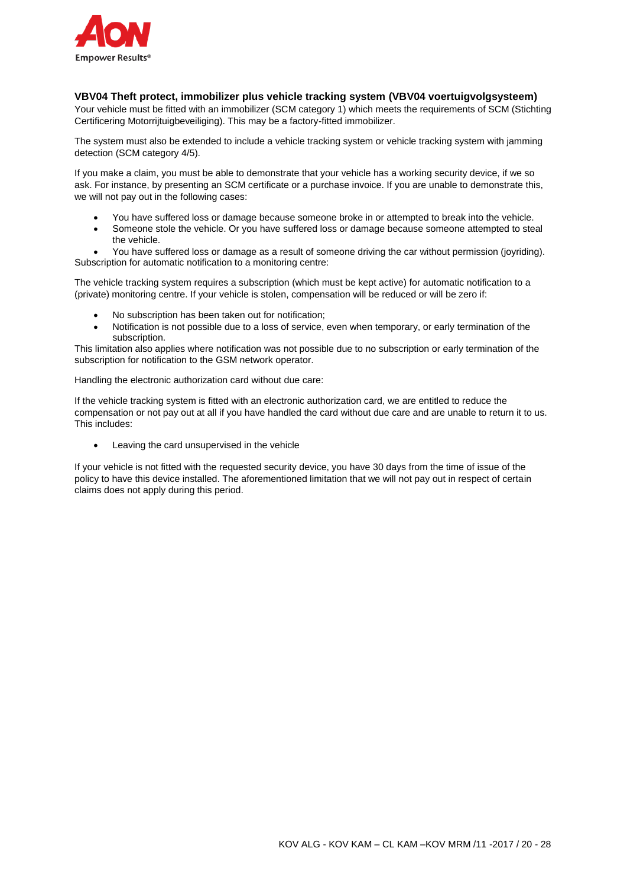### VBV04 Theft protect, immobilizer plus vehicle tracking system (VBV04 voertuigvolgsysteem)

Your vehicle must be fitted with an immobilizer (SCM category 1) which meets the requirements of SCM (Stichting Certificering Motorrijtuigbeveiliging). This may be a factory-fitted immobilizer.

The system must also be extended to include a vehicle tracking system or vehicle tracking system with jamming detection (SCM category 4/5).

If you make a claim, you must be able to demonstrate that your vehicle has a working security device, if we so ask. For instance, by presenting an SCM certificate or a purchase invoice. If you are unable to demonstrate this, we will not pay out in the following cases:

- You have suffered loss or damage because someone broke in or attempted to break into the vehicle.
- Someone stole the vehicle. Or you have suffered loss or damage because someone attempted to steal the vehicle.
- You have suffered loss or damage as a result of someone driving the car without permission (joyriding).

Subscription for automatic notification to a monitoring centre:

The vehicle tracking system requires a subscription (which must be kept active) for automatic notification to a (private) monitoring centre. If your vehicle is stolen, compensation will be reduced or will be zero if:

- No subscription has been taken out for notification;
- Notification is not possible due to a loss of service, even when temporary, or early termination of the subscription.

This limitation also applies where notification was not possible due to no subscription or early termination of the subscription for notification to the GSM network operator.

Handling the electronic authorization card without due care:

If the vehicle tracking system is fitted with an electronic authorization card, we are entitled to reduce the compensation or not pay out at all if you have handled the card without due care and are unable to return it to us. This includes:

- Leaving the card unsupervised in the vehicle

If your vehicle is not fitted with the requested security device, you have 30 days from the time of issue of the policy to have this device installed. The aforementioned limitation that we will not pay out in respect of certain claims does not apply during this period.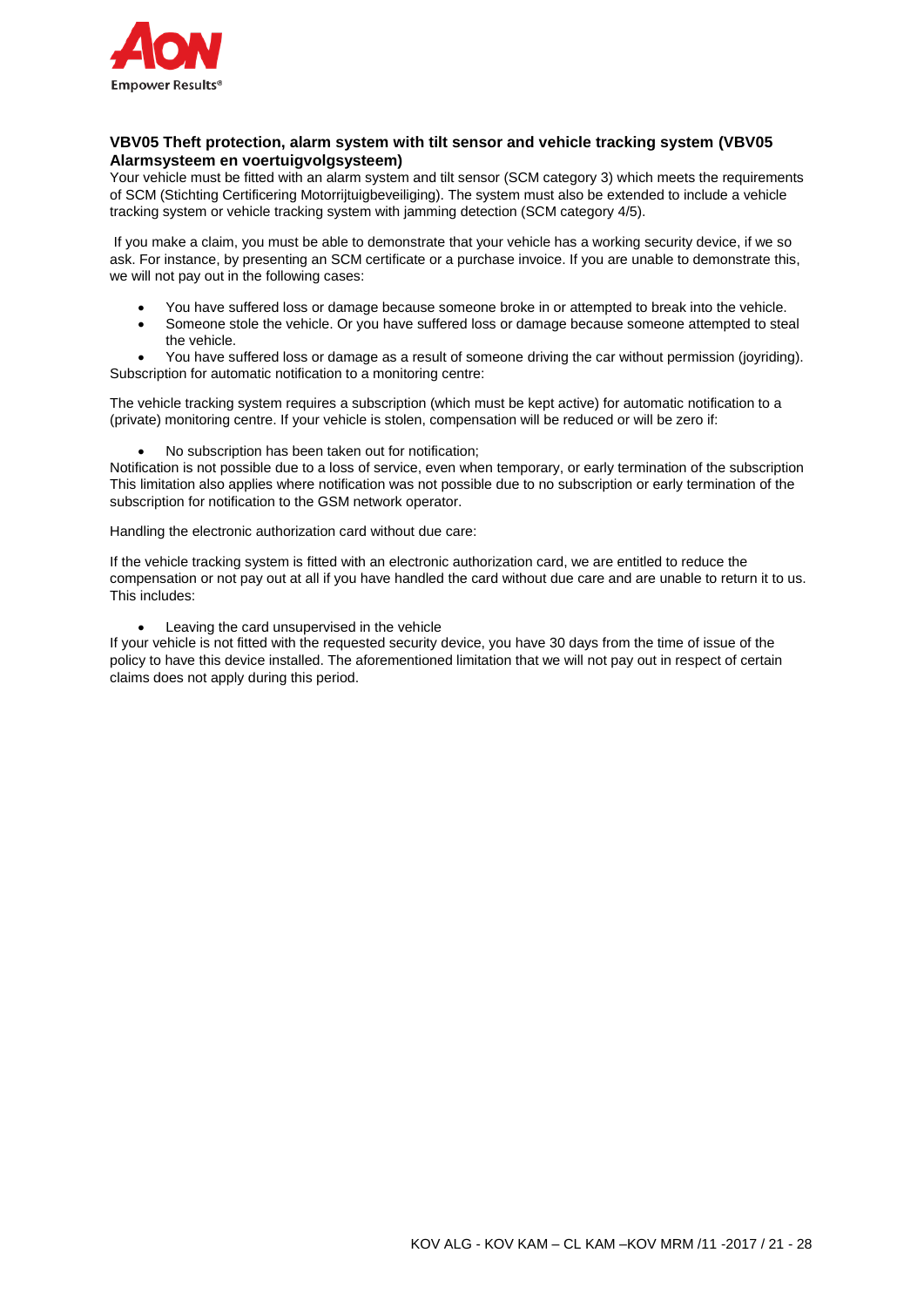### VBV05 Theft protection, alarm system with tilt sensor and vehicle tracking system (VBV05 Alarmsysteem en voertuigvolgsysteem)

Your vehicle must be fitted with an alarm system and tilt sensor (SCM category 3) which meets the requirements of SCM (Stichting Certificering Motorrijtuigbeveiliging). The system must also be extended to include a vehicle tracking system or vehicle tracking system with jamming detection (SCM category 4/5).

If you make a claim, you must be able to demonstrate that your vehicle has a working security device, if we so ask. For instance, by presenting an SCM certificate or a purchase invoice. If you are unable to demonstrate this, we will not pay out in the following cases:

- You have suffered loss or damage because someone broke in or attempted to break into the vehicle.
- Someone stole the vehicle. Or you have suffered loss or damage because someone attempted to steal the vehicle.
- You have suffered loss or damage as a result of someone driving the car without permission (joyriding).

Subscription for automatic notification to a monitoring centre:

The vehicle tracking system requires a subscription (which must be kept active) for automatic notification to a (private) monitoring centre. If your vehicle is stolen, compensation will be reduced or will be zero if:

- No subscription has been taken out for notification;

Notification is not possible due to a loss of service, even when temporary, or early termination of the subscription This limitation also applies where notification was not possible due to no subscription or early termination of the subscription for notification to the GSM network operator.

Handling the electronic authorization card without due care:

If the vehicle tracking system is fitted with an electronic authorization card, we are entitled to reduce the compensation or not pay out at all if you have handled the card without due care and are unable to return it to us. This includes:

- Leaving the card unsupervised in the vehicle

If your vehicle is not fitted with the requested security device, you have 30 days from the time of issue of the policy to have this device installed. The aforementioned limitation that we will not pay out in respect of certain claims does not apply during this period.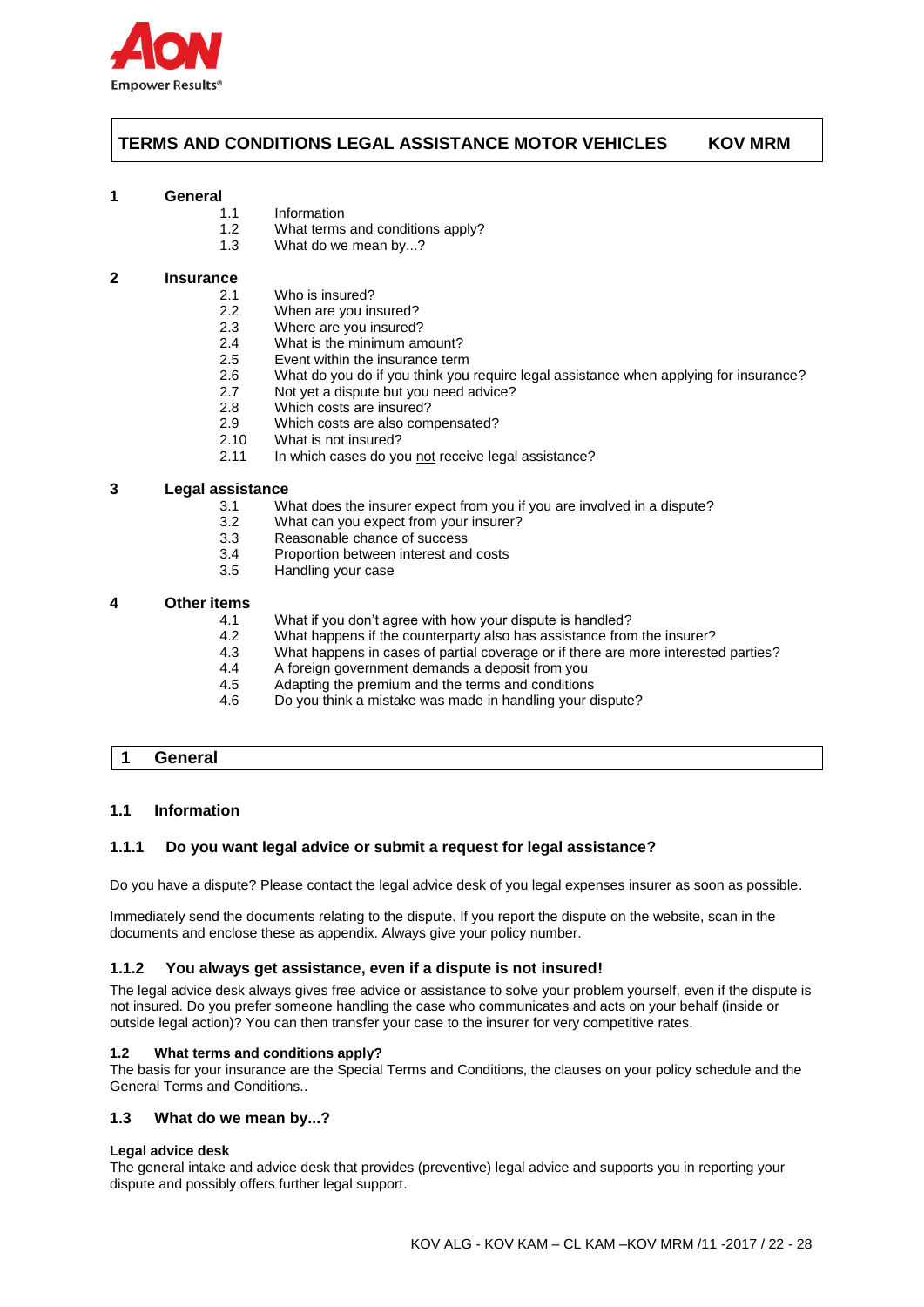Aon Empower Results®

# TERMS AND CONDITIONS LEGAL ASSISTANCE MOTOR VEHICLES KOV MRM

**1 General**

- 1.1 Information
- 1.2 What terms and conditions apply?
- 1.3 What do we mean by...?

**2 Insurance**

- 2.1 Who is insured?
- 2.2 When are you insured?
- 2.3 Where are you insured?
- 2.4 What is the minimum amount?
- 2.5 Event within the insurance term
- 2.6 What do you do if you think you require legal assistance when applying for insurance?
- 2.7 Not yet a dispute but you need advice?
- 2.8 Which costs are insured?
- 2.9 Which costs are also compensated?
- 2.10 What is not insured?
- 2.11 In which cases do you not receive legal assistance?

**3 Legal assistance**

- 3.1 What does the insurer expect from you if you are involved in a dispute?
- 3.2 What can you expect from your insurer?
- 3.3 Reasonable chance of success
- 3.4 Proportion between interest and costs
- 3.5 Handling your case

**4 Other items**

- 4.1 What if you don't agree with how your dispute is handled?
- 4.2 What happens if the counterparty also has assistance from the insurer?
- 4.3 What happens in cases of partial coverage or if there are more interested parties?
- 4.4 A foreign government demands a deposit from you
- 4.5 Adapting the premium and the terms and conditions
- 4.6 Do you think a mistake was made in handling your dispute?

## 1 General

### 1.1 Information

#### 1.1.1 Do you want legal advice or submit a request for legal assistance?

Do you have a dispute? Please contact the legal advice desk of you legal expenses insurer as soon as possible.

Immediately send the documents relating to the dispute. If you report the dispute on the website, scan in the documents and enclose these as appendix. Always give your policy number.

#### 1.1.2 You always get assistance, even if a dispute is not insured!

The legal advice desk always gives free advice or assistance to solve your problem yourself, even if the dispute is not insured. Do you prefer someone handling the case who communicates and acts on your behalf (inside or outside legal action)? You can then transfer your case to the insurer for very competitive rates.

### 1.2 What terms and conditions apply?

The basis for your insurance are the Special Terms and Conditions, the clauses on your policy schedule and the General Terms and Conditions..

### 1.3 What do we mean by...?

**Legal advice desk**
The general intake and advice desk that provides (preventive) legal advice and supports you in reporting your dispute and possibly offers further legal support.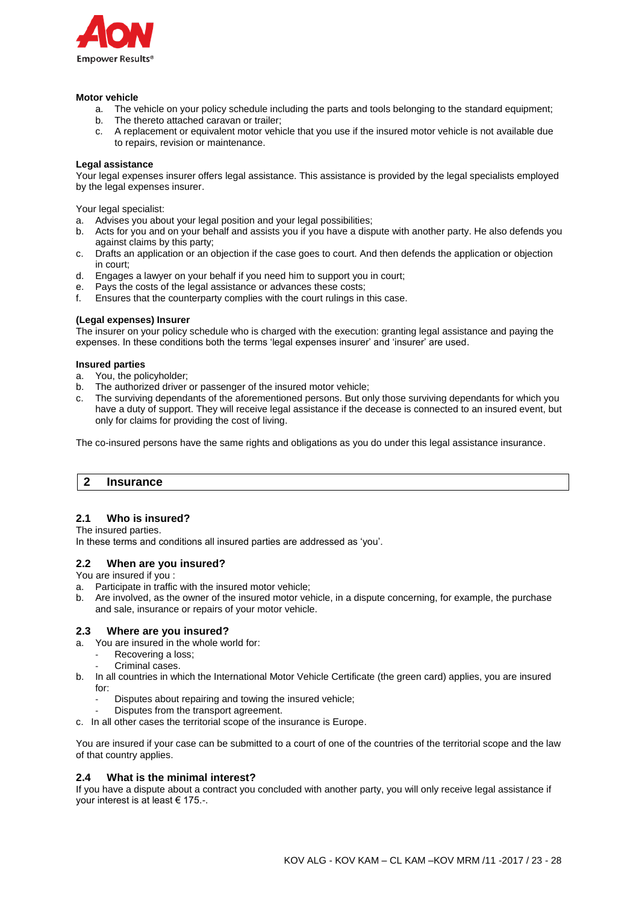**Motor vehicle**

a. The vehicle on your policy schedule including the parts and tools belonging to the standard equipment;
b. The thereto attached caravan or trailer;
c. A replacement or equivalent motor vehicle that you use if the insured motor vehicle is not available due to repairs, revision or maintenance.

**Legal assistance**

Your legal expenses insurer offers legal assistance. This assistance is provided by the legal specialists employed by the legal expenses insurer.

Your legal specialist:

a. Advises you about your legal position and your legal possibilities;
b. Acts for you and on your behalf and assists you if you have a dispute with another party. He also defends you against claims by this party;
c. Drafts an application or an objection if the case goes to court. And then defends the application or objection in court;
d. Engages a lawyer on your behalf if you need him to support you in court;
e. Pays the costs of the legal assistance or advances these costs;
f. Ensures that the counterparty complies with the court rulings in this case.

**(Legal expenses) Insurer**

The insurer on your policy schedule who is charged with the execution: granting legal assistance and paying the expenses. In these conditions both the terms 'legal expenses insurer' and 'insurer' are used.

**Insured parties**

a. You, the policyholder;
b. The authorized driver or passenger of the insured motor vehicle;
c. The surviving dependants of the aforementioned persons. But only those surviving dependants for which you have a duty of support. They will receive legal assistance if the decease is connected to an insured event, but only for claims for providing the cost of living.

The co-insured persons have the same rights and obligations as you do under this legal assistance insurance.

## 2 Insurance

### 2.1 Who is insured?

The insured parties.
In these terms and conditions all insured parties are addressed as 'you'.

### 2.2 When are you insured?

You are insured if you :

a. Participate in traffic with the insured motor vehicle;
b. Are involved, as the owner of the insured motor vehicle, in a dispute concerning, for example, the purchase and sale, insurance or repairs of your motor vehicle.

### 2.3 Where are you insured?

a. You are insured in the whole world for:
   - Recovering a loss;
   - Criminal cases.
b. In all countries in which the International Motor Vehicle Certificate (the green card) applies, you are insured for:
   - Disputes about repairing and towing the insured vehicle;
   - Disputes from the transport agreement.
c. In all other cases the territorial scope of the insurance is Europe.

You are insured if your case can be submitted to a court of one of the countries of the territorial scope and the law of that country applies.

### 2.4 What is the minimal interest?

If you have a dispute about a contract you concluded with another party, you will only receive legal assistance if your interest is at least € 175.-.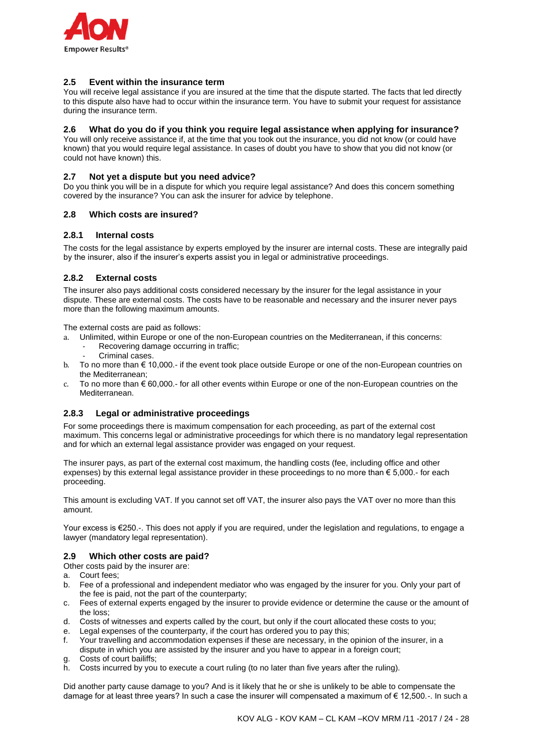## 2.5 Event within the insurance term

You will receive legal assistance if you are insured at the time that the dispute started. The facts that led directly to this dispute also have had to occur within the insurance term. You have to submit your request for assistance during the insurance term.

## 2.6 What do you do if you think you require legal assistance when applying for insurance?

You will only receive assistance if, at the time that you took out the insurance, you did not know (or could have known) that you would require legal assistance. In cases of doubt you have to show that you did not know (or could not have known) this.

## 2.7 Not yet a dispute but you need advice?

Do you think you will be in a dispute for which you require legal assistance? And does this concern something covered by the insurance? You can ask the insurer for advice by telephone.

## 2.8 Which costs are insured?

### 2.8.1 Internal costs

The costs for the legal assistance by experts employed by the insurer are internal costs. These are integrally paid by the insurer, also if the insurer's experts assist you in legal or administrative proceedings.

### 2.8.2 External costs

The insurer also pays additional costs considered necessary by the insurer for the legal assistance in your dispute. These are external costs. The costs have to be reasonable and necessary and the insurer never pays more than the following maximum amounts.

The external costs are paid as follows:

a. Unlimited, within Europe or one of the non-European countries on the Mediterranean, if this concerns:
   - Recovering damage occurring in traffic;
   - Criminal cases.
b. To no more than € 10,000.- if the event took place outside Europe or one of the non-European countries on the Mediterranean;
c. To no more than € 60,000.- for all other events within Europe or one of the non-European countries on the Mediterranean.

### 2.8.3 Legal or administrative proceedings

For some proceedings there is maximum compensation for each proceeding, as part of the external cost maximum. This concerns legal or administrative proceedings for which there is no mandatory legal representation and for which an external legal assistance provider was engaged on your request.

The insurer pays, as part of the external cost maximum, the handling costs (fee, including office and other expenses) by this external legal assistance provider in these proceedings to no more than € 5,000.- for each proceeding.

This amount is excluding VAT. If you cannot set off VAT, the insurer also pays the VAT over no more than this amount.

Your excess is €250.-. This does not apply if you are required, under the legislation and regulations, to engage a lawyer (mandatory legal representation).

## 2.9 Which other costs are paid?

Other costs paid by the insurer are:

a. Court fees;
b. Fee of a professional and independent mediator who was engaged by the insurer for you. Only your part of the fee is paid, not the part of the counterparty;
c. Fees of external experts engaged by the insurer to provide evidence or determine the cause or the amount of the loss;
d. Costs of witnesses and experts called by the court, but only if the court allocated these costs to you;
e. Legal expenses of the counterparty, if the court has ordered you to pay this;
f. Your travelling and accommodation expenses if these are necessary, in the opinion of the insurer, in a dispute in which you are assisted by the insurer and you have to appear in a foreign court;
g. Costs of court bailiffs;
h. Costs incurred by you to execute a court ruling (to no later than five years after the ruling).

Did another party cause damage to you? And is it likely that he or she is unlikely to be able to compensate the damage for at least three years? In such a case the insurer will compensated a maximum of € 12,500.-. In such a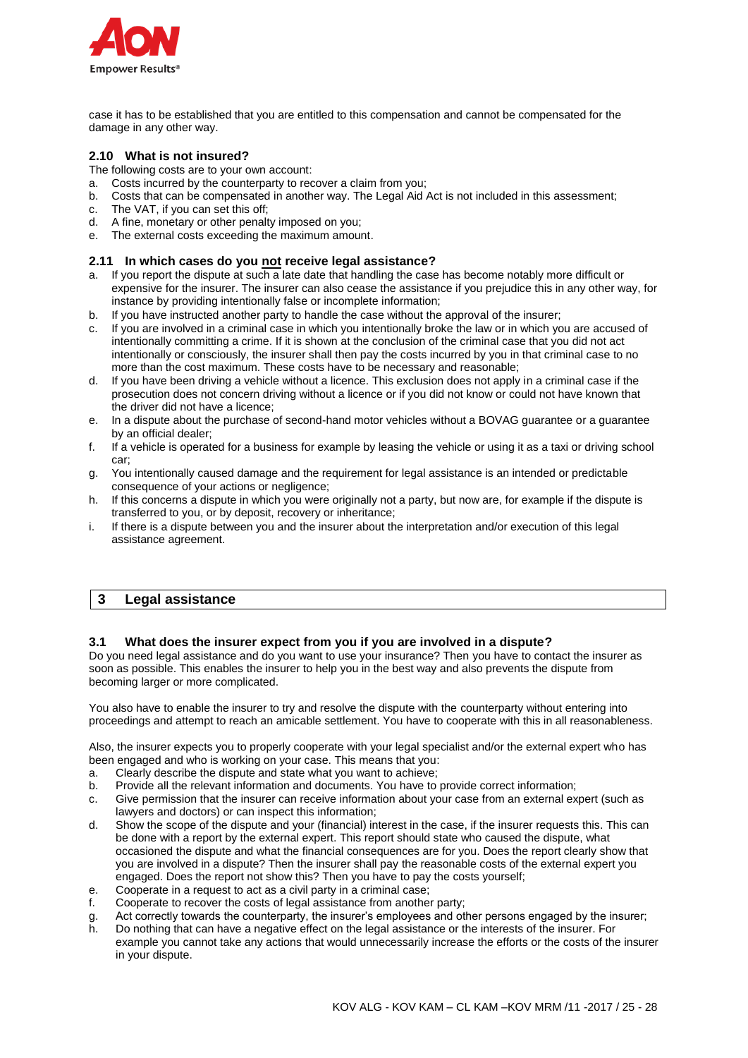case it has to be established that you are entitled to this compensation and cannot be compensated for the damage in any other way.

### 2.10 What is not insured?

The following costs are to your own account:

a. Costs incurred by the counterparty to recover a claim from you;
b. Costs that can be compensated in another way. The Legal Aid Act is not included in this assessment;
c. The VAT, if you can set this off;
d. A fine, monetary or other penalty imposed on you;
e. The external costs exceeding the maximum amount.

### 2.11 In which cases do you not receive legal assistance?

a. If you report the dispute at such a late date that handling the case has become notably more difficult or expensive for the insurer. The insurer can also cease the assistance if you prejudice this in any other way, for instance by providing intentionally false or incomplete information;
b. If you have instructed another party to handle the case without the approval of the insurer;
c. If you are involved in a criminal case in which you intentionally broke the law or in which you are accused of intentionally committing a crime. If it is shown at the conclusion of the criminal case that you did not act intentionally or consciously, the insurer shall then pay the costs incurred by you in that criminal case to no more than the cost maximum. These costs have to be necessary and reasonable;
d. If you have been driving a vehicle without a licence. This exclusion does not apply in a criminal case if the prosecution does not concern driving without a licence or if you did not know or could not have known that the driver did not have a licence;
e. In a dispute about the purchase of second-hand motor vehicles without a BOVAG guarantee or a guarantee by an official dealer;
f. If a vehicle is operated for a business for example by leasing the vehicle or using it as a taxi or driving school car;
g. You intentionally caused damage and the requirement for legal assistance is an intended or predictable consequence of your actions or negligence;
h. If this concerns a dispute in which you were originally not a party, but now are, for example if the dispute is transferred to you, or by deposit, recovery or inheritance;
i. If there is a dispute between you and the insurer about the interpretation and/or execution of this legal assistance agreement.

## 3 Legal assistance

### 3.1 What does the insurer expect from you if you are involved in a dispute?

Do you need legal assistance and do you want to use your insurance? Then you have to contact the insurer as soon as possible. This enables the insurer to help you in the best way and also prevents the dispute from becoming larger or more complicated.

You also have to enable the insurer to try and resolve the dispute with the counterparty without entering into proceedings and attempt to reach an amicable settlement. You have to cooperate with this in all reasonableness.

Also, the insurer expects you to properly cooperate with your legal specialist and/or the external expert who has been engaged and who is working on your case. This means that you:

a. Clearly describe the dispute and state what you want to achieve;
b. Provide all the relevant information and documents. You have to provide correct information;
c. Give permission that the insurer can receive information about your case from an external expert (such as lawyers and doctors) or can inspect this information;
d. Show the scope of the dispute and your (financial) interest in the case, if the insurer requests this. This can be done with a report by the external expert. This report should state who caused the dispute, what occasioned the dispute and what the financial consequences are for you. Does the report clearly show that you are involved in a dispute? Then the insurer shall pay the reasonable costs of the external expert you engaged. Does the report not show this? Then you have to pay the costs yourself;
e. Cooperate in a request to act as a civil party in a criminal case;
f. Cooperate to recover the costs of legal assistance from another party;
g. Act correctly towards the counterparty, the insurer's employees and other persons engaged by the insurer;
h. Do nothing that can have a negative effect on the legal assistance or the interests of the insurer. For example you cannot take any actions that would unnecessarily increase the efforts or the costs of the insurer in your dispute.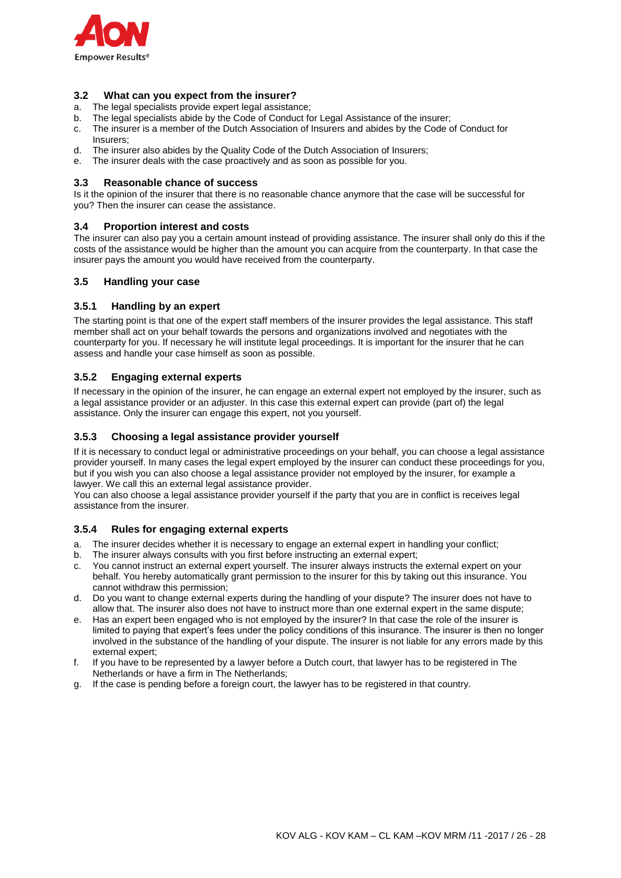### 3.2 What can you expect from the insurer?

a. The legal specialists provide expert legal assistance;
b. The legal specialists abide by the Code of Conduct for Legal Assistance of the insurer;
c. The insurer is a member of the Dutch Association of Insurers and abides by the Code of Conduct for Insurers;
d. The insurer also abides by the Quality Code of the Dutch Association of Insurers;
e. The insurer deals with the case proactively and as soon as possible for you.

### 3.3 Reasonable chance of success

Is it the opinion of the insurer that there is no reasonable chance anymore that the case will be successful for you? Then the insurer can cease the assistance.

### 3.4 Proportion interest and costs

The insurer can also pay you a certain amount instead of providing assistance. The insurer shall only do this if the costs of the assistance would be higher than the amount you can acquire from the counterparty. In that case the insurer pays the amount you would have received from the counterparty.

### 3.5 Handling your case

#### 3.5.1 Handling by an expert

The starting point is that one of the expert staff members of the insurer provides the legal assistance. This staff member shall act on your behalf towards the persons and organizations involved and negotiates with the counterparty for you. If necessary he will institute legal proceedings. It is important for the insurer that he can assess and handle your case himself as soon as possible.

#### 3.5.2 Engaging external experts

If necessary in the opinion of the insurer, he can engage an external expert not employed by the insurer, such as a legal assistance provider or an adjuster. In this case this external expert can provide (part of) the legal assistance. Only the insurer can engage this expert, not you yourself.

#### 3.5.3 Choosing a legal assistance provider yourself

If it is necessary to conduct legal or administrative proceedings on your behalf, you can choose a legal assistance provider yourself. In many cases the legal expert employed by the insurer can conduct these proceedings for you, but if you wish you can also choose a legal assistance provider not employed by the insurer, for example a lawyer. We call this an external legal assistance provider.
You can also choose a legal assistance provider yourself if the party that you are in conflict is receives legal assistance from the insurer.

#### 3.5.4 Rules for engaging external experts

a. The insurer decides whether it is necessary to engage an external expert in handling your conflict;
b. The insurer always consults with you first before instructing an external expert;
c. You cannot instruct an external expert yourself. The insurer always instructs the external expert on your behalf. You hereby automatically grant permission to the insurer for this by taking out this insurance. You cannot withdraw this permission;
d. Do you want to change external experts during the handling of your dispute? The insurer does not have to allow that. The insurer also does not have to instruct more than one external expert in the same dispute;
e. Has an expert been engaged who is not employed by the insurer? In that case the role of the insurer is limited to paying that expert's fees under the policy conditions of this insurance. The insurer is then no longer involved in the substance of the handling of your dispute. The insurer is not liable for any errors made by this external expert;
f. If you have to be represented by a lawyer before a Dutch court, that lawyer has to be registered in The Netherlands or have a firm in The Netherlands;
g. If the case is pending before a foreign court, the lawyer has to be registered in that country.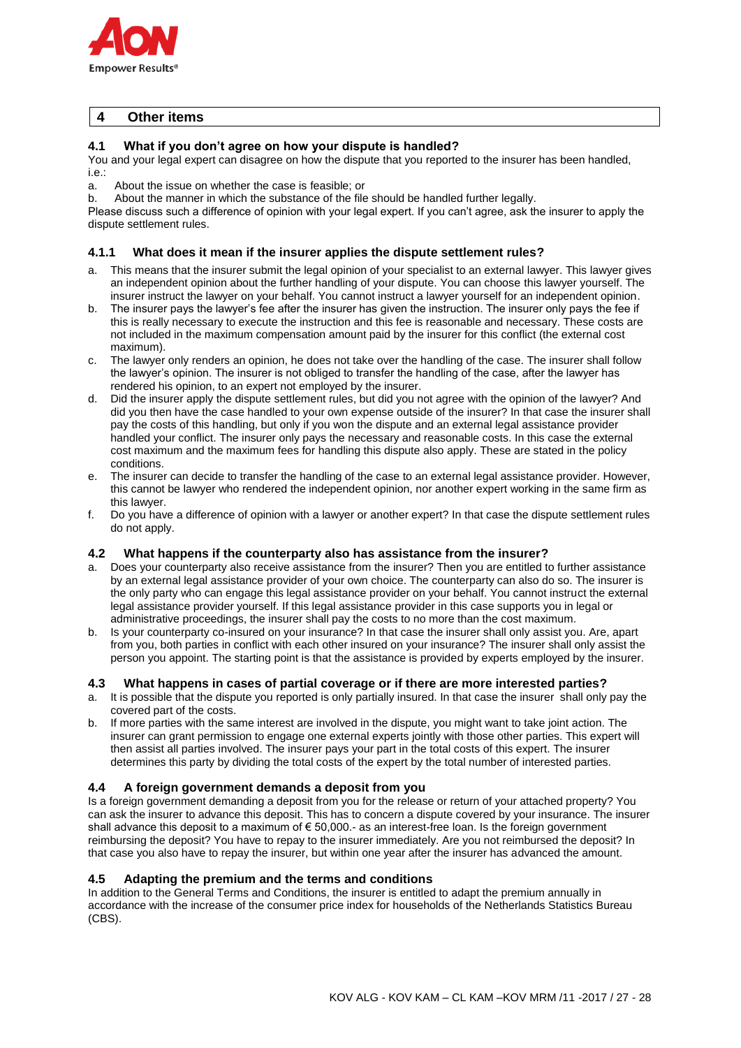## 4 Other items

### 4.1 What if you don't agree on how your dispute is handled?

You and your legal expert can disagree on how the dispute that you reported to the insurer has been handled, i.e.:

a. About the issue on whether the case is feasible; or
b. About the manner in which the substance of the file should be handled further legally.

Please discuss such a difference of opinion with your legal expert. If you can't agree, ask the insurer to apply the dispute settlement rules.

#### 4.1.1 What does it mean if the insurer applies the dispute settlement rules?

a. This means that the insurer submit the legal opinion of your specialist to an external lawyer. This lawyer gives an independent opinion about the further handling of your dispute. You can choose this lawyer yourself. The insurer instruct the lawyer on your behalf. You cannot instruct a lawyer yourself for an independent opinion.
b. The insurer pays the lawyer's fee after the insurer has given the instruction. The insurer only pays the fee if this is really necessary to execute the instruction and this fee is reasonable and necessary. These costs are not included in the maximum compensation amount paid by the insurer for this conflict (the external cost maximum).
c. The lawyer only renders an opinion, he does not take over the handling of the case. The insurer shall follow the lawyer's opinion. The insurer is not obliged to transfer the handling of the case, after the lawyer has rendered his opinion, to an expert not employed by the insurer.
d. Did the insurer apply the dispute settlement rules, but did you not agree with the opinion of the lawyer? And did you then have the case handled to your own expense outside of the insurer? In that case the insurer shall pay the costs of this handling, but only if you won the dispute and an external legal assistance provider handled your conflict. The insurer only pays the necessary and reasonable costs. In this case the external cost maximum and the maximum fees for handling this dispute also apply. These are stated in the policy conditions.
e. The insurer can decide to transfer the handling of the case to an external legal assistance provider. However, this cannot be lawyer who rendered the independent opinion, nor another expert working in the same firm as this lawyer.
f. Do you have a difference of opinion with a lawyer or another expert? In that case the dispute settlement rules do not apply.

### 4.2 What happens if the counterparty also has assistance from the insurer?

a. Does your counterparty also receive assistance from the insurer? Then you are entitled to further assistance by an external legal assistance provider of your own choice. The counterparty can also do so. The insurer is the only party who can engage this legal assistance provider on your behalf. You cannot instruct the external legal assistance provider yourself. If this legal assistance provider in this case supports you in legal or administrative proceedings, the insurer shall pay the costs to no more than the cost maximum.
b. Is your counterparty co-insured on your insurance? In that case the insurer shall only assist you. Are, apart from you, both parties in conflict with each other insured on your insurance? The insurer shall only assist the person you appoint. The starting point is that the assistance is provided by experts employed by the insurer.

### 4.3 What happens in cases of partial coverage or if there are more interested parties?

a. It is possible that the dispute you reported is only partially insured. In that case the insurer shall only pay the covered part of the costs.
b. If more parties with the same interest are involved in the dispute, you might want to take joint action. The insurer can grant permission to engage one external experts jointly with those other parties. This expert will then assist all parties involved. The insurer pays your part in the total costs of this expert. The insurer determines this party by dividing the total costs of the expert by the total number of interested parties.

### 4.4 A foreign government demands a deposit from you

Is a foreign government demanding a deposit from you for the release or return of your attached property? You can ask the insurer to advance this deposit. This has to concern a dispute covered by your insurance. The insurer shall advance this deposit to a maximum of € 50,000.- as an interest-free loan. Is the foreign government reimbursing the deposit? You have to repay to the insurer immediately. Are you not reimbursed the deposit? In that case you also have to repay the insurer, but within one year after the insurer has advanced the amount.

### 4.5 Adapting the premium and the terms and conditions

In addition to the General Terms and Conditions, the insurer is entitled to adapt the premium annually in accordance with the increase of the consumer price index for households of the Netherlands Statistics Bureau (CBS).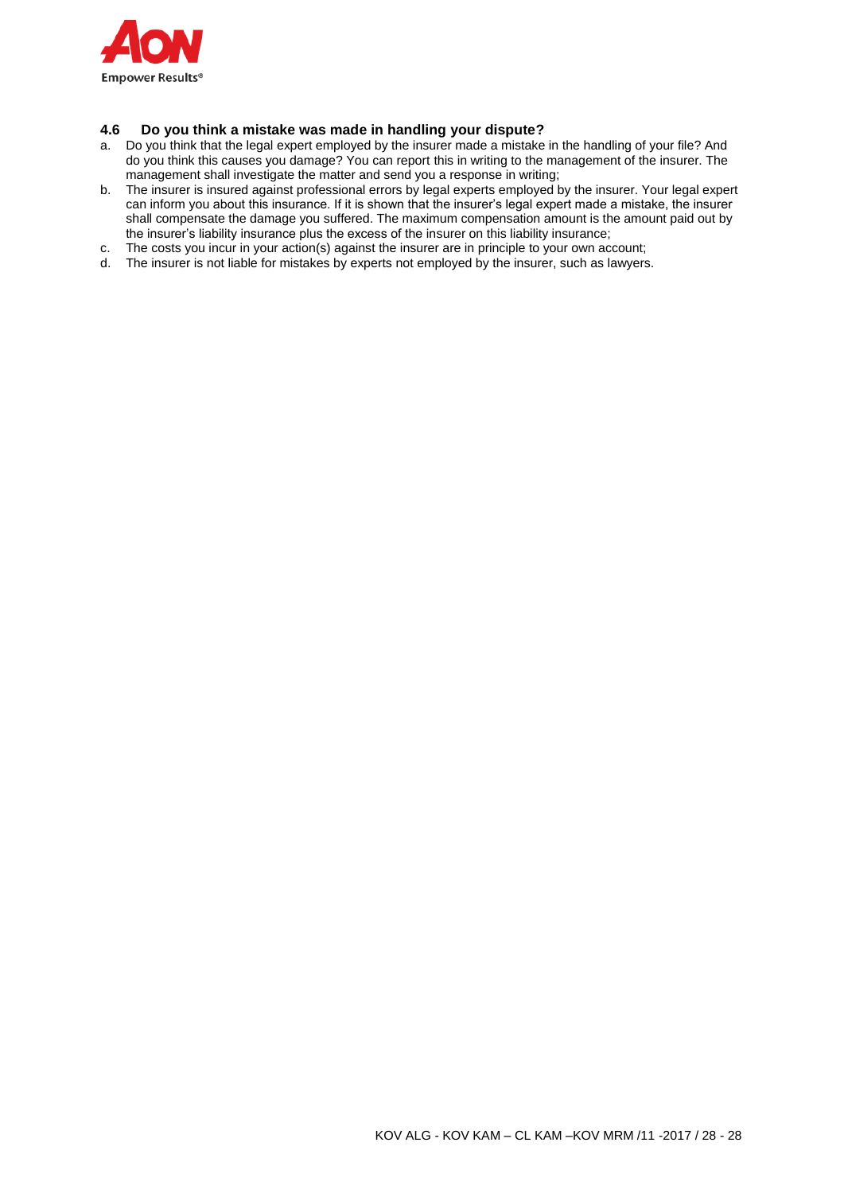### 4.6 Do you think a mistake was made in handling your dispute?

a. Do you think that the legal expert employed by the insurer made a mistake in the handling of your file? And do you think this causes you damage? You can report this in writing to the management of the insurer. The management shall investigate the matter and send you a response in writing;

b. The insurer is insured against professional errors by legal experts employed by the insurer. Your legal expert can inform you about this insurance. If it is shown that the insurer's legal expert made a mistake, the insurer shall compensate the damage you suffered. The maximum compensation amount is the amount paid out by the insurer's liability insurance plus the excess of the insurer on this liability insurance;

c. The costs you incur in your action(s) against the insurer are in principle to your own account;

d. The insurer is not liable for mistakes by experts not employed by the insurer, such as lawyers.